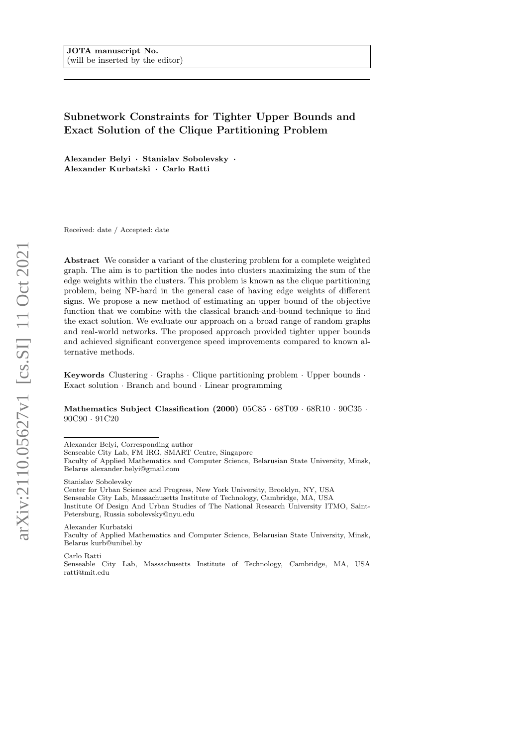JOTA manuscript No.
(will be inserted by the editor)

# Subnetwork Constraints for Tighter Upper Bounds and Exact Solution of the Clique Partitioning Problem

**Alexander Belyi · Stanislav Sobolevsky · Alexander Kurbatski · Carlo Ratti**

Received: date / Accepted: date

**Abstract** We consider a variant of the clustering problem for a complete weighted graph. The aim is to partition the nodes into clusters maximizing the sum of the edge weights within the clusters. This problem is known as the clique partitioning problem, being NP-hard in the general case of having edge weights of different signs. We propose a new method of estimating an upper bound of the objective function that we combine with the classical branch-and-bound technique to find the exact solution. We evaluate our approach on a broad range of random graphs and real-world networks. The proposed approach provided tighter upper bounds and achieved significant convergence speed improvements compared to known alternative methods.

**Keywords** Clustering · Graphs · Clique partitioning problem · Upper bounds · Exact solution · Branch and bound · Linear programming

**Mathematics Subject Classification (2000)** 05C85 · 68T09 · 68R10 · 90C35 · 90C90 · 91C20

---

Alexander Belyi, Corresponding author
Senseable City Lab, FM IRG, SMART Centre, Singapore
Faculty of Applied Mathematics and Computer Science, Belarusian State University, Minsk, Belarus alexander.belyi@gmail.com

Stanislav Sobolevsky
Center for Urban Science and Progress, New York University, Brooklyn, NY, USA
Senseable City Lab, Massachusetts Institute of Technology, Cambridge, MA, USA
Institute Of Design And Urban Studies of The National Research University ITMO, Saint-Petersburg, Russia sobolevsky@nyu.edu

Alexander Kurbatski
Faculty of Applied Mathematics and Computer Science, Belarusian State University, Minsk, Belarus kurb@unibel.by

Carlo Ratti
Senseable City Lab, Massachusetts Institute of Technology, Cambridge, MA, USA ratti@mit.edu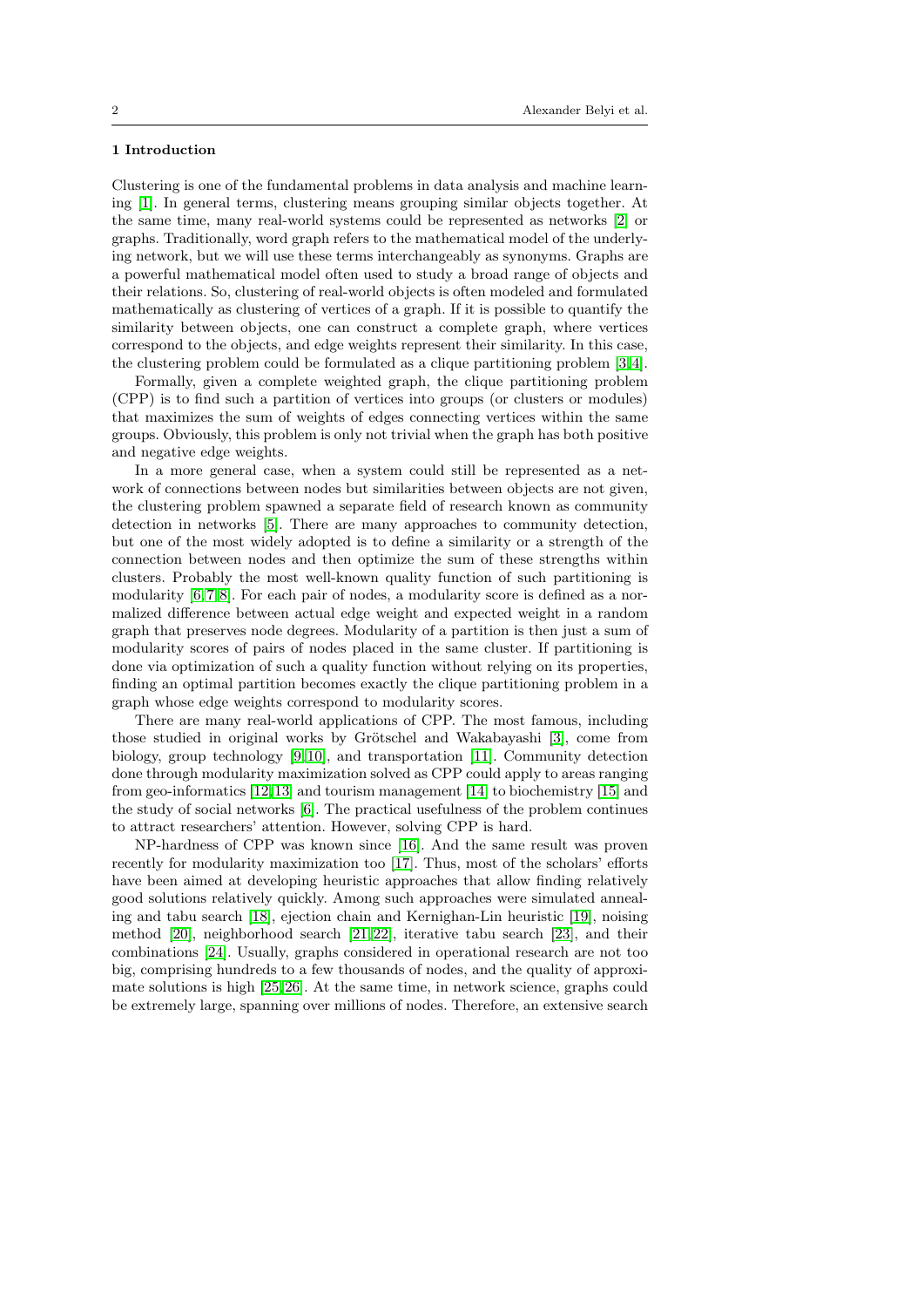## 1 Introduction

Clustering is one of the fundamental problems in data analysis and machine learning [1]. In general terms, clustering means grouping similar objects together. At the same time, many real-world systems could be represented as networks [2] or graphs. Traditionally, word graph refers to the mathematical model of the underlying network, but we will use these terms interchangeably as synonyms. Graphs are a powerful mathematical model often used to study a broad range of objects and their relations. So, clustering of real-world objects is often modeled and formulated mathematically as clustering of vertices of a graph. If it is possible to quantify the similarity between objects, one can construct a complete graph, where vertices correspond to the objects, and edge weights represent their similarity. In this case, the clustering problem could be formulated as a clique partitioning problem [3,4].

Formally, given a complete weighted graph, the clique partitioning problem (CPP) is to find such a partition of vertices into groups (or clusters or modules) that maximizes the sum of weights of edges connecting vertices within the same groups. Obviously, this problem is only not trivial when the graph has both positive and negative edge weights.

In a more general case, when a system could still be represented as a network of connections between nodes but similarities between objects are not given, the clustering problem spawned a separate field of research known as community detection in networks [5]. There are many approaches to community detection, but one of the most widely adopted is to define a similarity or a strength of the connection between nodes and then optimize the sum of these strengths within clusters. Probably the most well-known quality function of such partitioning is modularity [6,7,8]. For each pair of nodes, a modularity score is defined as a normalized difference between actual edge weight and expected weight in a random graph that preserves node degrees. Modularity of a partition is then just a sum of modularity scores of pairs of nodes placed in the same cluster. If partitioning is done via optimization of such a quality function without relying on its properties, finding an optimal partition becomes exactly the clique partitioning problem in a graph whose edge weights correspond to modularity scores.

There are many real-world applications of CPP. The most famous, including those studied in original works by Grötschel and Wakabayashi [3], come from biology, group technology [9,10], and transportation [11]. Community detection done through modularity maximization solved as CPP could apply to areas ranging from geo-informatics [12,13] and tourism management [14] to biochemistry [15] and the study of social networks [6]. The practical usefulness of the problem continues to attract researchers' attention. However, solving CPP is hard.

NP-hardness of CPP was known since [16]. And the same result was proven recently for modularity maximization too [17]. Thus, most of the scholars' efforts have been aimed at developing heuristic approaches that allow finding relatively good solutions relatively quickly. Among such approaches were simulated annealing and tabu search [18], ejection chain and Kernighan-Lin heuristic [19], noising method [20], neighborhood search [21,22], iterative tabu search [23], and their combinations [24]. Usually, graphs considered in operational research are not too big, comprising hundreds to a few thousands of nodes, and the quality of approximate solutions is high [25,26]. At the same time, in network science, graphs could be extremely large, spanning over millions of nodes. Therefore, an extensive search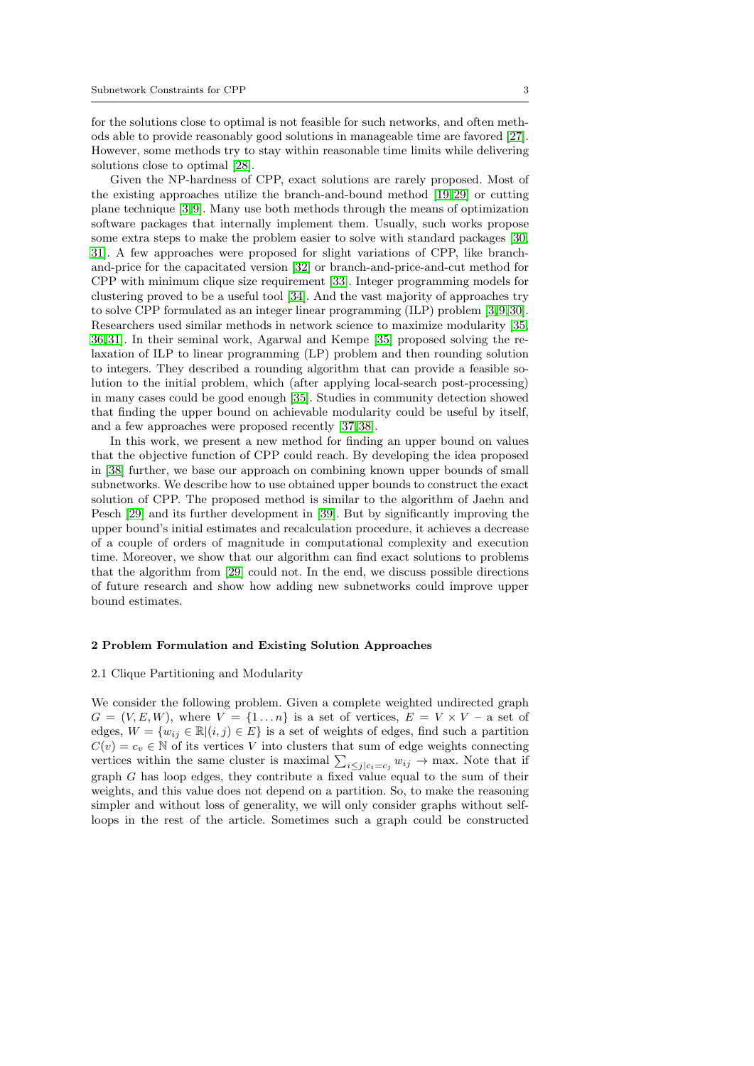for the solutions close to optimal is not feasible for such networks, and often methods able to provide reasonably good solutions in manageable time are favored [27]. However, some methods try to stay within reasonable time limits while delivering solutions close to optimal [28].

Given the NP-hardness of CPP, exact solutions are rarely proposed. Most of the existing approaches utilize the branch-and-bound method [19,29] or cutting plane technique [3,9]. Many use both methods through the means of optimization software packages that internally implement them. Usually, such works propose some extra steps to make the problem easier to solve with standard packages [30, 31]. A few approaches were proposed for slight variations of CPP, like branch-and-price for the capacitated version [32] or branch-and-price-and-cut method for CPP with minimum clique size requirement [33]. Integer programming models for clustering proved to be a useful tool [34]. And the vast majority of approaches try to solve CPP formulated as an integer linear programming (ILP) problem [3,9,30]. Researchers used similar methods in network science to maximize modularity [35, 36,31]. In their seminal work, Agarwal and Kempe [35] proposed solving the relaxation of ILP to linear programming (LP) problem and then rounding solution to integers. They described a rounding algorithm that can provide a feasible solution to the initial problem, which (after applying local-search post-processing) in many cases could be good enough [35]. Studies in community detection showed that finding the upper bound on achievable modularity could be useful by itself, and a few approaches were proposed recently [37,38].

In this work, we present a new method for finding an upper bound on values that the objective function of CPP could reach. By developing the idea proposed in [38] further, we base our approach on combining known upper bounds of small subnetworks. We describe how to use obtained upper bounds to construct the exact solution of CPP. The proposed method is similar to the algorithm of Jaehn and Pesch [29] and its further development in [39]. But by significantly improving the upper bound's initial estimates and recalculation procedure, it achieves a decrease of a couple of orders of magnitude in computational complexity and execution time. Moreover, we show that our algorithm can find exact solutions to problems that the algorithm from [29] could not. In the end, we discuss possible directions of future research and show how adding new subnetworks could improve upper bound estimates.

## 2 Problem Formulation and Existing Solution Approaches

### 2.1 Clique Partitioning and Modularity

We consider the following problem. Given a complete weighted undirected graph $G = (V, E, W)$, where $V = \{1 \dots n\}$ is a set of vertices, $E = V \times V$ – a set of edges, $W = \{w_{ij} \in \mathbb{R} | (i,j) \in E\}$ is a set of weights of edges, find such a partition $C(v) = c_v \in \mathbb{N}$ of its vertices $V$ into clusters that sum of edge weights connecting vertices within the same cluster is maximal $\sum_{i \leq j | c_i = c_j} w_{ij} \to \max$. Note that if graph $G$ has loop edges, they contribute a fixed value equal to the sum of their weights, and this value does not depend on a partition. So, to make the reasoning simpler and without loss of generality, we will only consider graphs without self-loops in the rest of the article. Sometimes such a graph could be constructed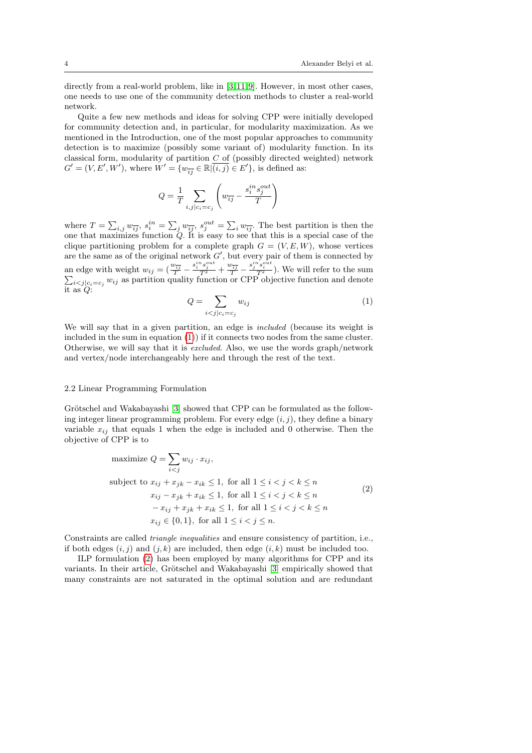directly from a real-world problem, like in [3,11,9]. However, in most other cases, one needs to use one of the community detection methods to cluster a real-world network.

Quite a few new methods and ideas for solving CPP were initially developed for community detection and, in particular, for modularity maximization. As we mentioned in the Introduction, one of the most popular approaches to community detection is to maximize (possibly some variant of) modularity function. In its classical form, modularity of partition $C$ of (possibly directed weighted) network $G' = (V, E', W')$, where $W' = \{w_{\overline{ij}} \in \mathbb{R} | \overline{(i,j)} \in E'\}$, is defined as:

$$Q = \frac{1}{T} \sum_{i,j|c_i=c_j} \left( w_{\overline{ij}} - \frac{s_i^{in} s_j^{out}}{T} \right)$$

where $T = \sum_{i,j} w_{\overline{ij}}$, $s_i^{in} = \sum_j w_{\overline{ij}}$, $s_j^{out} = \sum_i w_{\overline{ij}}$. The best partition is then the one that maximizes function $Q$. It is easy to see that this is a special case of the clique partitioning problem for a complete graph $G = (V, E, W)$, whose vertices are the same as of the original network $G'$, but every pair of them is connected by an edge with weight $w_{ij} = (\frac{w_{\overline{ij}}}{T} - \frac{s_i^{in} s_j^{out}}{T^2} + \frac{w_{\overline{ij}}}{T} - \frac{s_j^{in} s_i^{out}}{T^2})$. We will refer to the sum $\sum_{i<j|c_i=c_j} w_{ij}$ as partition quality function or CPP objective function and denote it as $Q$:

$$Q = \sum_{i<j|c_i=c_j} w_{ij} \tag{1}$$

We will say that in a given partition, an edge is *included* (because its weight is included in the sum in equation (1)) if it connects two nodes from the same cluster. Otherwise, we will say that it is *excluded*. Also, we use the words graph/network and vertex/node interchangeably here and through the rest of the text.

### 2.2 Linear Programming Formulation

Grötschel and Wakabayashi [3] showed that CPP can be formulated as the following integer linear programming problem. For every edge $(i, j)$, they define a binary variable $x_{ij}$ that equals 1 when the edge is included and 0 otherwise. Then the objective of CPP is to

$$\begin{aligned}
\text{maximize } Q = & \sum_{i<j} w_{ij} \cdot x_{ij}, \\
\text{subject to } & x_{ij} + x_{jk} - x_{ik} \leq 1, \text{ for all } 1 \leq i < j < k \leq n \\
& x_{ij} - x_{jk} + x_{ik} \leq 1, \text{ for all } 1 \leq i < j < k \leq n \\
& - x_{ij} + x_{jk} + x_{ik} \leq 1, \text{ for all } 1 \leq i < j < k \leq n \\
& x_{ij} \in \{0, 1\}, \text{ for all } 1 \leq i < j \leq n.
\end{aligned} \tag{2}$$

Constraints are called *triangle inequalities* and ensure consistency of partition, i.e., if both edges $(i, j)$ and $(j, k)$ are included, then edge $(i, k)$ must be included too.

ILP formulation (2) has been employed by many algorithms for CPP and its variants. In their article, Grötschel and Wakabayashi [3] empirically showed that many constraints are not saturated in the optimal solution and are redundant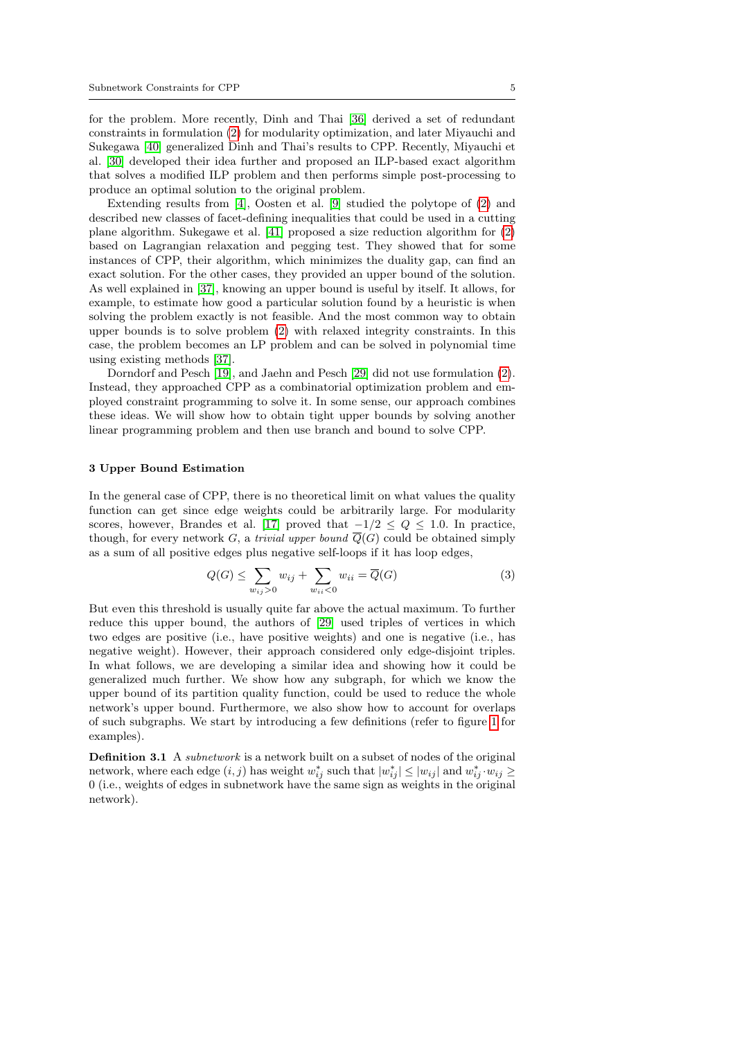for the problem. More recently, Dinh and Thai [36] derived a set of redundant constraints in formulation (2) for modularity optimization, and later Miyauchi and Sukegawa [40] generalized Dinh and Thai's results to CPP. Recently, Miyauchi et al. [30] developed their idea further and proposed an ILP-based exact algorithm that solves a modified ILP problem and then performs simple post-processing to produce an optimal solution to the original problem.

Extending results from [4], Oosten et al. [9] studied the polytope of (2) and described new classes of facet-defining inequalities that could be used in a cutting plane algorithm. Sukegawe et al. [41] proposed a size reduction algorithm for (2) based on Lagrangian relaxation and pegging test. They showed that for some instances of CPP, their algorithm, which minimizes the duality gap, can find an exact solution. For the other cases, they provided an upper bound of the solution. As well explained in [37], knowing an upper bound is useful by itself. It allows, for example, to estimate how good a particular solution found by a heuristic is when solving the problem exactly is not feasible. And the most common way to obtain upper bounds is to solve problem (2) with relaxed integrity constraints. In this case, the problem becomes an LP problem and can be solved in polynomial time using existing methods [37].

Dorndorf and Pesch [19], and Jaehn and Pesch [29] did not use formulation (2). Instead, they approached CPP as a combinatorial optimization problem and employed constraint programming to solve it. In some sense, our approach combines these ideas. We will show how to obtain tight upper bounds by solving another linear programming problem and then use branch and bound to solve CPP.

## 3 Upper Bound Estimation

In the general case of CPP, there is no theoretical limit on what values the quality function can get since edge weights could be arbitrarily large. For modularity scores, however, Brandes et al. [17] proved that $-1/2 \leq Q \leq 1.0$. In practice, though, for every network $G$, a *trivial upper bound* $\overline{Q}(G)$ could be obtained simply as a sum of all positive edges plus negative self-loops if it has loop edges,

$$Q(G) \leq \sum_{w_{ij}>0} w_{ij} + \sum_{w_{ii}<0} w_{ii} = \overline{Q}(G) \tag{3}$$

But even this threshold is usually quite far above the actual maximum. To further reduce this upper bound, the authors of [29] used triples of vertices in which two edges are positive (i.e., have positive weights) and one is negative (i.e., has negative weight). However, their approach considered only edge-disjoint triples. In what follows, we are developing a similar idea and showing how it could be generalized much further. We show how any subgraph, for which we know the upper bound of its partition quality function, could be used to reduce the whole network's upper bound. Furthermore, we also show how to account for overlaps of such subgraphs. We start by introducing a few definitions (refer to figure 1 for examples).

**Definition 3.1** A *subnetwork* is a network built on a subset of nodes of the original network, where each edge $(i, j)$ has weight $w^*_{ij}$ such that $|w^*_{ij}| \leq |w_{ij}|$ and $w^*_{ij} \cdot w_{ij} \geq 0$ (i.e., weights of edges in subnetwork have the same sign as weights in the original network).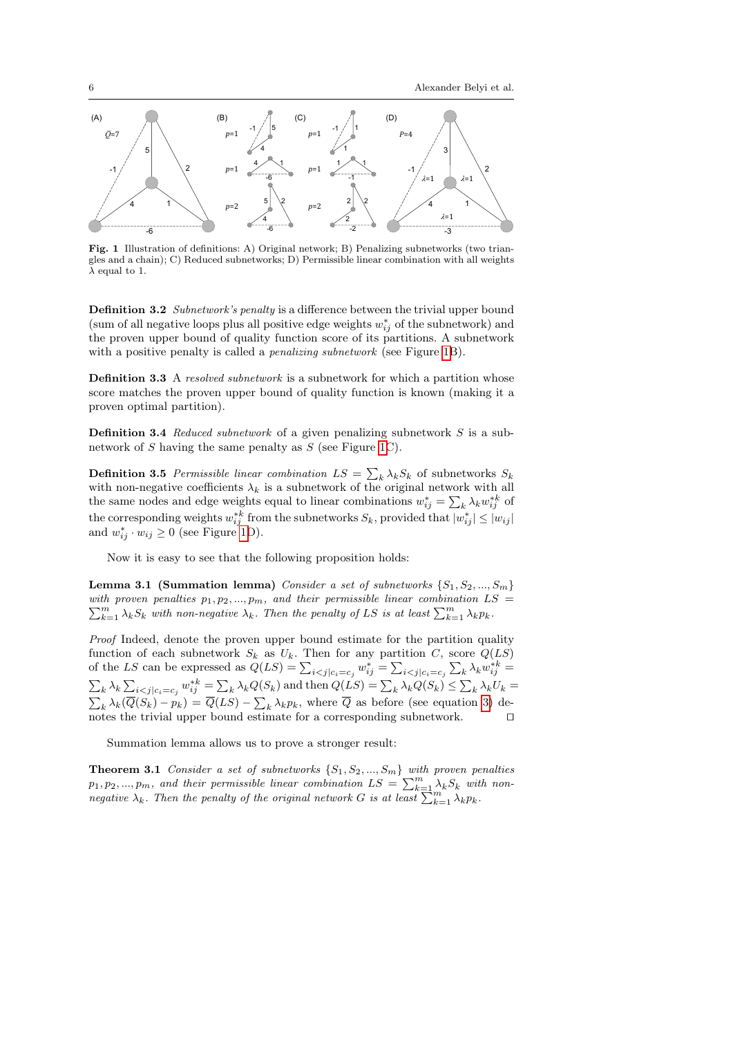**Fig. 1** Illustration of definitions: A) Original network; B) Penalizing subnetworks (two triangles and a chain); C) Reduced subnetworks; D) Permissible linear combination with all weights $\lambda$ equal to 1.

**Definition 3.2** *Subnetwork's penalty* is a difference between the trivial upper bound (sum of all negative loops plus all positive edge weights $w^*_{ij}$ of the subnetwork) and the proven upper bound of quality function score of its partitions. A subnetwork with a positive penalty is called a *penalizing subnetwork* (see Figure 1B).

**Definition 3.3** A *resolved subnetwork* is a subnetwork for which a partition whose score matches the proven upper bound of quality function is known (making it a proven optimal partition).

**Definition 3.4** *Reduced subnetwork* of a given penalizing subnetwork $S$ is a subnetwork of $S$ having the same penalty as $S$ (see Figure 1C).

**Definition 3.5** *Permissible linear combination* $LS = \sum_k \lambda_k S_k$ of subnetworks $S_k$ with non-negative coefficients $\lambda_k$ is a subnetwork of the original network with all the same nodes and edge weights equal to linear combinations $w^*_{ij} = \sum_k \lambda_k w^{*k}_{ij}$ of the corresponding weights $w^{*k}_{ij}$ from the subnetworks $S_k$, provided that $|w^*_{ij}| \leq |w_{ij}|$ and $w^*_{ij} \cdot w_{ij} \geq 0$ (see Figure 1D).

Now it is easy to see that the following proposition holds:

**Lemma 3.1 (Summation lemma)** *Consider a set of subnetworks $\{S_1, S_2, ..., S_m\}$ with proven penalties $p_1, p_2, ..., p_m$, and their permissible linear combination $LS = \sum_{k=1}^{m} \lambda_k S_k$ with non-negative $\lambda_k$. Then the penalty of $LS$ is at least $\sum_{k=1}^{m} \lambda_k p_k$.*

*Proof* Indeed, denote the proven upper bound estimate for the partition quality function of each subnetwork $S_k$ as $U_k$. Then for any partition $C$, score $Q(LS)$ of the $LS$ can be expressed as $Q(LS) = \sum_{i<j|c_i=c_j} w^*_{ij} = \sum_{i<j|c_i=c_j} \sum_k \lambda_k w^{*k}_{ij} = \sum_k \lambda_k \sum_{i<j|c_i=c_j} w^{*k}_{ij} = \sum_k \lambda_k Q(S_k)$ and then $Q(LS) = \sum_k \lambda_k Q(S_k) \leq \sum_k \lambda_k U_k = \sum_k \lambda_k (\overline{Q}(S_k) - p_k) = \overline{Q}(LS) - \sum_k \lambda_k p_k$, where $\overline{Q}$ as before (see equation 3) denotes the trivial upper bound estimate for a corresponding subnetwork. $\square$

Summation lemma allows us to prove a stronger result:

**Theorem 3.1** *Consider a set of subnetworks $\{S_1, S_2, ..., S_m\}$ with proven penalties $p_1, p_2, ..., p_m$, and their permissible linear combination $LS = \sum_{k=1}^{m} \lambda_k S_k$ with non-negative $\lambda_k$. Then the penalty of the original network $G$ is at least $\sum_{k=1}^{m} \lambda_k p_k$.*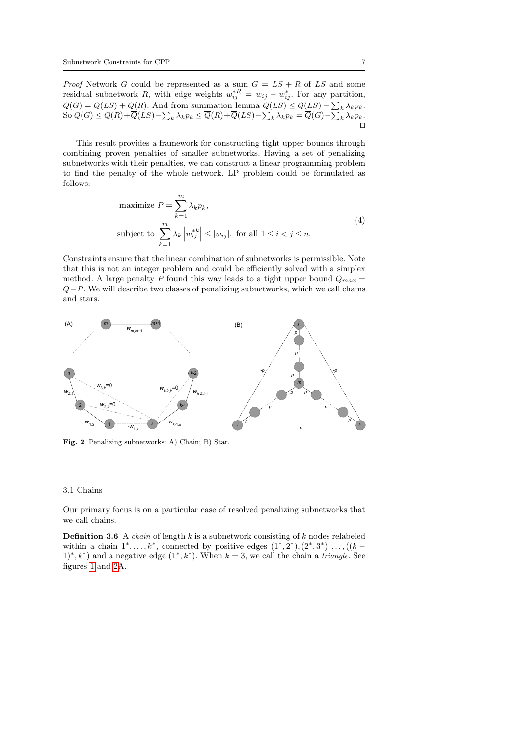*Proof* Network $G$ could be represented as a sum $G = LS + R$ of $LS$ and some residual subnetwork $R$, with edge weights $w_{ij}^{*R} = w_{ij} - w_{ij}^{*}$. For any partition, $Q(G) = Q(LS) + Q(R)$. And from summation lemma $Q(LS) \leq \overline{Q}(LS) - \sum_k \lambda_k p_k$. So $Q(G) \leq Q(R) + \overline{Q}(LS) - \sum_k \lambda_k p_k \leq \overline{Q}(R) + \overline{Q}(LS) - \sum_k \lambda_k p_k = \overline{Q}(G) - \sum_k \lambda_k p_k$. □

This result provides a framework for constructing tight upper bounds through combining proven penalties of smaller subnetworks. Having a set of penalizing subnetworks with their penalties, we can construct a linear programming problem to find the penalty of the whole network. LP problem could be formulated as follows:

$$
\begin{aligned}
&\text{maximize } P = \sum_{k=1}^{m} \lambda_k p_k, \\
&\text{subject to } \sum_{k=1}^{m} \lambda_k \left| w_{ij}^{*k} \right| \leq |w_{ij}|, \text{ for all } 1 \leq i < j \leq n.
\end{aligned}
\tag{4}
$$

Constraints ensure that the linear combination of subnetworks is permissible. Note that this is not an integer problem and could be efficiently solved with a simplex method. A large penalty $P$ found this way leads to a tight upper bound $Q_{max} = \overline{Q} - P$. We will describe two classes of penalizing subnetworks, which we call chains and stars.

**Fig. 2** Penalizing subnetworks: A) Chain; B) Star.

### 3.1 Chains

Our primary focus is on a particular case of resolved penalizing subnetworks that we call chains.

**Definition 3.6** A *chain* of length $k$ is a subnetwork consisting of $k$ nodes relabeled within a chain $1^*, \dots, k^*$, connected by positive edges $(1^*, 2^*), (2^*, 3^*), \dots, ((k-1)^*, k^*)$ and a negative edge $(1^*, k^*)$. When $k = 3$, we call the chain a *triangle*. See figures 1 and 2A.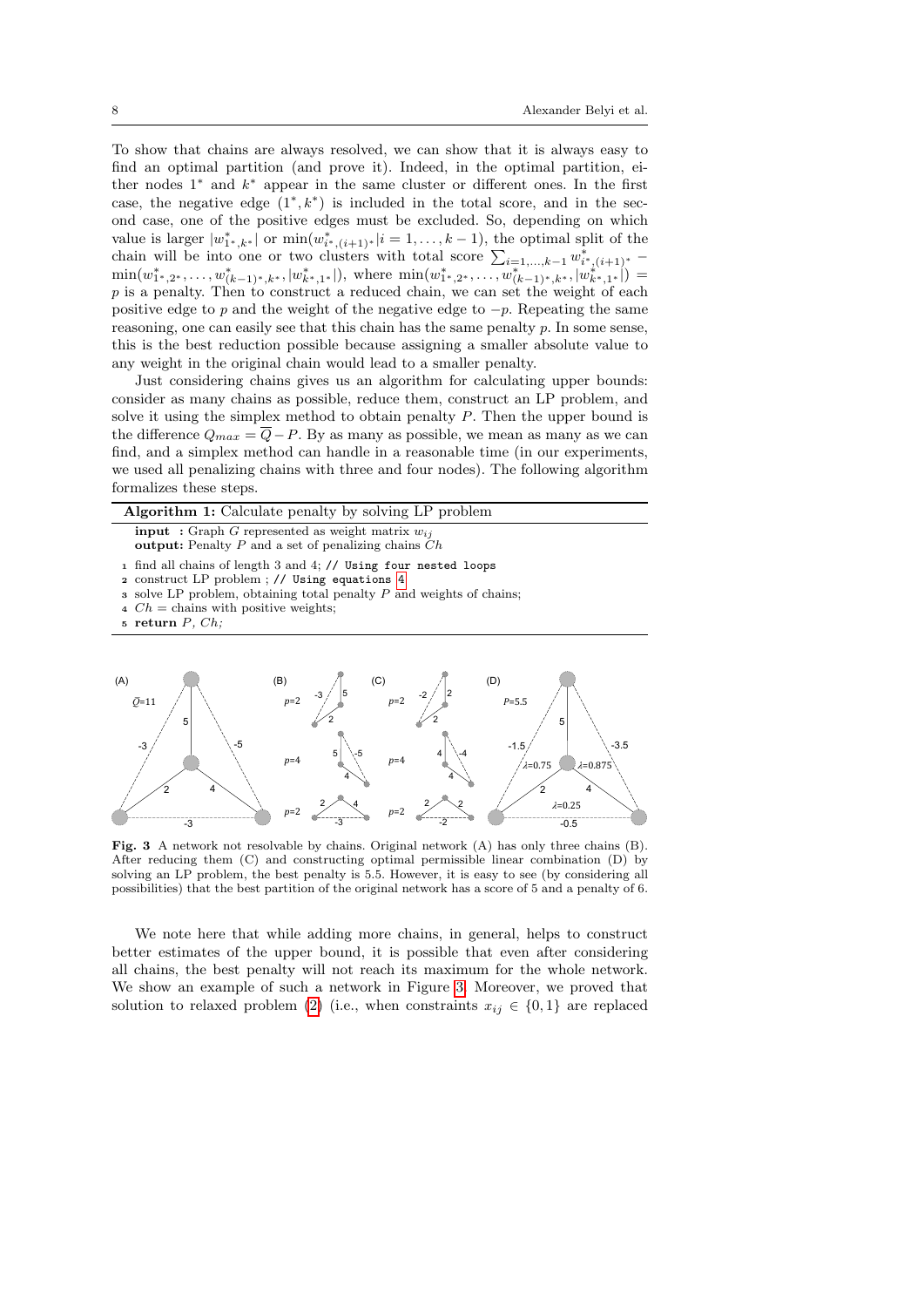To show that chains are always resolved, we can show that it is always easy to find an optimal partition (and prove it). Indeed, in the optimal partition, either nodes $1^*$ and $k^*$ appear in the same cluster or different ones. In the first case, the negative edge $(1^*, k^*)$ is included in the total score, and in the second case, one of the positive edges must be excluded. So, depending on which value is larger $|w^*_{1^*,k^*}|$ or $\min(w^*_{i^*,(i+1)^*}|i = 1, \ldots, k-1)$, the optimal split of the chain will be into one or two clusters with total score $\sum_{i=1,\ldots,k-1} w^*_{i^*,(i+1)^*} - \min(w^*_{1^*,2^*}, \ldots, w^*_{(k-1)^*,k^*}, |w^*_{k^*,1^*}|)$, where $\min(w^*_{1^*,2^*}, \ldots, w^*_{(k-1)^*,k^*}, |w^*_{k^*,1^*}|) = p$ is a penalty. Then to construct a reduced chain, we can set the weight of each positive edge to $p$ and the weight of the negative edge to $-p$. Repeating the same reasoning, one can easily see that this chain has the same penalty $p$. In some sense, this is the best reduction possible because assigning a smaller absolute value to any weight in the original chain would lead to a smaller penalty.

Just considering chains gives us an algorithm for calculating upper bounds: consider as many chains as possible, reduce them, construct an LP problem, and solve it using the simplex method to obtain penalty $P$. Then the upper bound is the difference $Q_{max} = \overline{Q} - P$. By as many as possible, we mean as many as we can find, and a simplex method can handle in a reasonable time (in our experiments, we used all penalizing chains with three and four nodes). The following algorithm formalizes these steps.

**Algorithm 1:** Calculate penalty by solving LP problem

**input** : Graph $G$ represented as weight matrix $w_{ij}$
**output:** Penalty $P$ and a set of penalizing chains $Ch$

```
1 find all chains of length 3 and 4; // Using four nested loops
2 construct LP problem ; // Using equations 4
3 solve LP problem, obtaining total penalty P and weights of chains;
4 Ch = chains with positive weights;
5 return P, Ch;
```

**Fig. 3** A network not resolvable by chains. Original network (A) has only three chains (B). After reducing them (C) and constructing optimal permissible linear combination (D) by solving an LP problem, the best penalty is 5.5. However, it is easy to see (by considering all possibilities) that the best partition of the original network has a score of 5 and a penalty of 6.

We note here that while adding more chains, in general, helps to construct better estimates of the upper bound, it is possible that even after considering all chains, the best penalty will not reach its maximum for the whole network. We show an example of such a network in Figure 3. Moreover, we proved that solution to relaxed problem (2) (i.e., when constraints $x_{ij} \in \{0, 1\}$ are replaced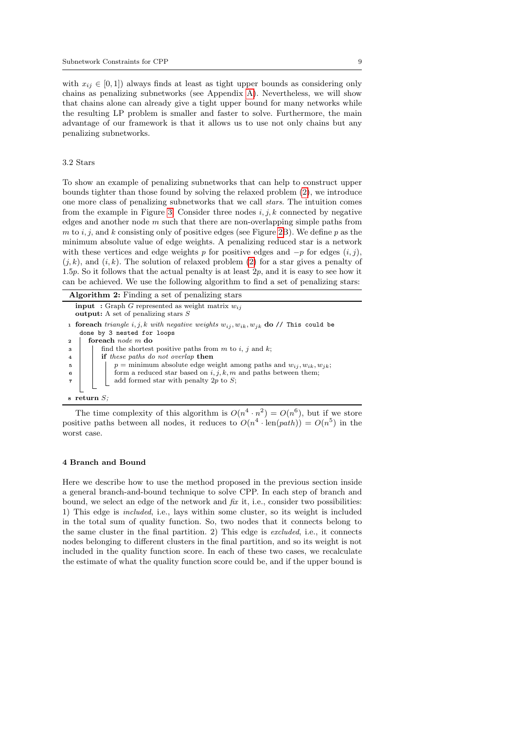with $x_{ij} \in [0, 1]$) always finds at least as tight upper bounds as considering only chains as penalizing subnetworks (see Appendix A). Nevertheless, we will show that chains alone can already give a tight upper bound for many networks while the resulting LP problem is smaller and faster to solve. Furthermore, the main advantage of our framework is that it allows us to use not only chains but any penalizing subnetworks.

### 3.2 Stars

To show an example of penalizing subnetworks that can help to construct upper bounds tighter than those found by solving the relaxed problem (2), we introduce one more class of penalizing subnetworks that we call *stars*. The intuition comes from the example in Figure 3. Consider three nodes $i, j, k$ connected by negative edges and another node $m$ such that there are non-overlapping simple paths from $m$ to $i$, $j$, and $k$ consisting only of positive edges (see Figure 2B). We define $p$ as the minimum absolute value of edge weights. A penalizing reduced star is a network with these vertices and edge weights $p$ for positive edges and $-p$ for edges $(i, j)$, $(j, k)$, and $(i, k)$. The solution of relaxed problem (2) for a star gives a penalty of $1.5p$. So it follows that the actual penalty is at least $2p$, and it is easy to see how it can be achieved. We use the following algorithm to find a set of penalizing stars:

**Algorithm 2:** Finding a set of penalizing stars

```
input  : Graph G represented as weight matrix w_ij
output: A set of penalizing stars S
1 foreach triangle i, j, k with negative weights w_ij, w_ik, w_jk do // This could be
  done by 3 nested for loops
2   foreach node m do
3     find the shortest positive paths from m to i, j and k;
4     if these paths do not overlap then
5       p = minimum absolute edge weight among paths and w_ij, w_ik, w_jk;
6       form a reduced star based on i, j, k, m and paths between them;
7       add formed star with penalty 2p to S;
8 return S;
```

The time complexity of this algorithm is $O(n^4 \cdot n^2) = O(n^6)$, but if we store positive paths between all nodes, it reduces to $O(n^4 \cdot \text{len}(path)) = O(n^5)$ in the worst case.

## 4 Branch and Bound

Here we describe how to use the method proposed in the previous section inside a general branch-and-bound technique to solve CPP. In each step of branch and bound, we select an edge of the network and *fix* it, i.e., consider two possibilities: 1) This edge is *included*, i.e., lays within some cluster, so its weight is included in the total sum of quality function. So, two nodes that it connects belong to the same cluster in the final partition. 2) This edge is *excluded*, i.e., it connects nodes belonging to different clusters in the final partition, and so its weight is not included in the quality function score. In each of these two cases, we recalculate the estimate of what the quality function score could be, and if the upper bound is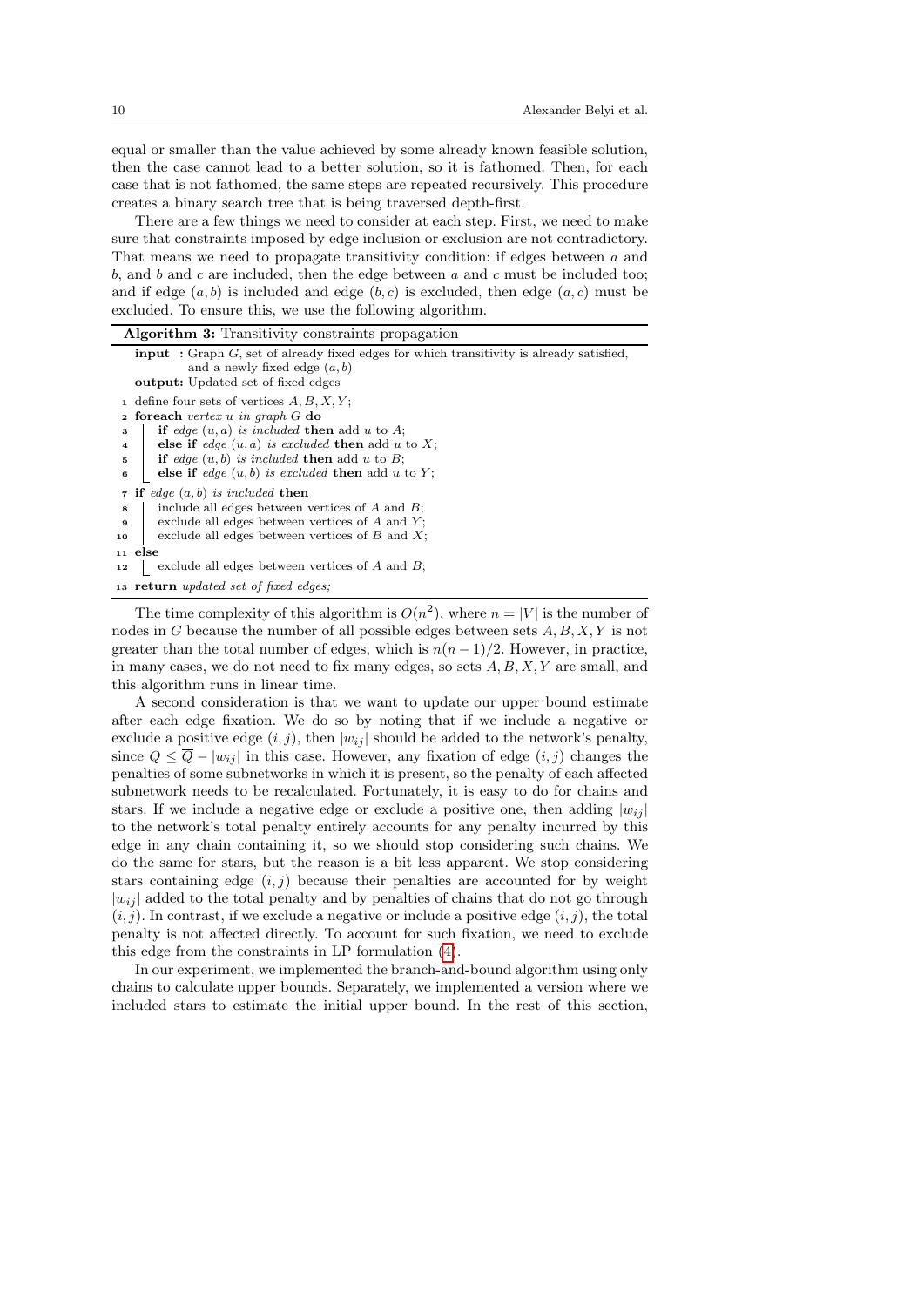equal or smaller than the value achieved by some already known feasible solution, then the case cannot lead to a better solution, so it is fathomed. Then, for each case that is not fathomed, the same steps are repeated recursively. This procedure creates a binary search tree that is being traversed depth-first.

There are a few things we need to consider at each step. First, we need to make sure that constraints imposed by edge inclusion or exclusion are not contradictory. That means we need to propagate transitivity condition: if edges between $a$ and $b$, and $b$ and $c$ are included, then the edge between $a$ and $c$ must be included too; and if edge $(a, b)$ is included and edge $(b, c)$ is excluded, then edge $(a, c)$ must be excluded. To ensure this, we use the following algorithm.

**Algorithm 3:** Transitivity constraints propagation

```
input  : Graph G, set of already fixed edges for which transitivity is already satisfied,
         and a newly fixed edge (a, b)
output: Updated set of fixed edges
1  define four sets of vertices A, B, X, Y;
2  foreach vertex u in graph G do
3      if edge (u, a) is included then add u to A;
4      else if edge (u, a) is excluded then add u to X;
5      if edge (u, b) is included then add u to B;
6      else if edge (u, b) is excluded then add u to Y;
7  if edge (a, b) is included then
8      include all edges between vertices of A and B;
9      exclude all edges between vertices of A and Y;
10     exclude all edges between vertices of B and X;
11 else
12     exclude all edges between vertices of A and B;
13 return updated set of fixed edges;
```

The time complexity of this algorithm is $O(n^2)$, where $n = |V|$ is the number of nodes in $G$ because the number of all possible edges between sets $A, B, X, Y$ is not greater than the total number of edges, which is $n(n-1)/2$. However, in practice, in many cases, we do not need to fix many edges, so sets $A, B, X, Y$ are small, and this algorithm runs in linear time.

A second consideration is that we want to update our upper bound estimate after each edge fixation. We do so by noting that if we include a negative or exclude a positive edge $(i, j)$, then $|w_{ij}|$ should be added to the network's penalty, since $Q \leq \overline{Q} - |w_{ij}|$ in this case. However, any fixation of edge $(i, j)$ changes the penalties of some subnetworks in which it is present, so the penalty of each affected subnetwork needs to be recalculated. Fortunately, it is easy to do for chains and stars. If we include a negative edge or exclude a positive one, then adding $|w_{ij}|$ to the network's total penalty entirely accounts for any penalty incurred by this edge in any chain containing it, so we should stop considering such chains. We do the same for stars, but the reason is a bit less apparent. We stop considering stars containing edge $(i, j)$ because their penalties are accounted for by weight $|w_{ij}|$ added to the total penalty and by penalties of chains that do not go through $(i, j)$. In contrast, if we exclude a negative or include a positive edge $(i, j)$, the total penalty is not affected directly. To account for such fixation, we need to exclude this edge from the constraints in LP formulation (4).

In our experiment, we implemented the branch-and-bound algorithm using only chains to calculate upper bounds. Separately, we implemented a version where we included stars to estimate the initial upper bound. In the rest of this section,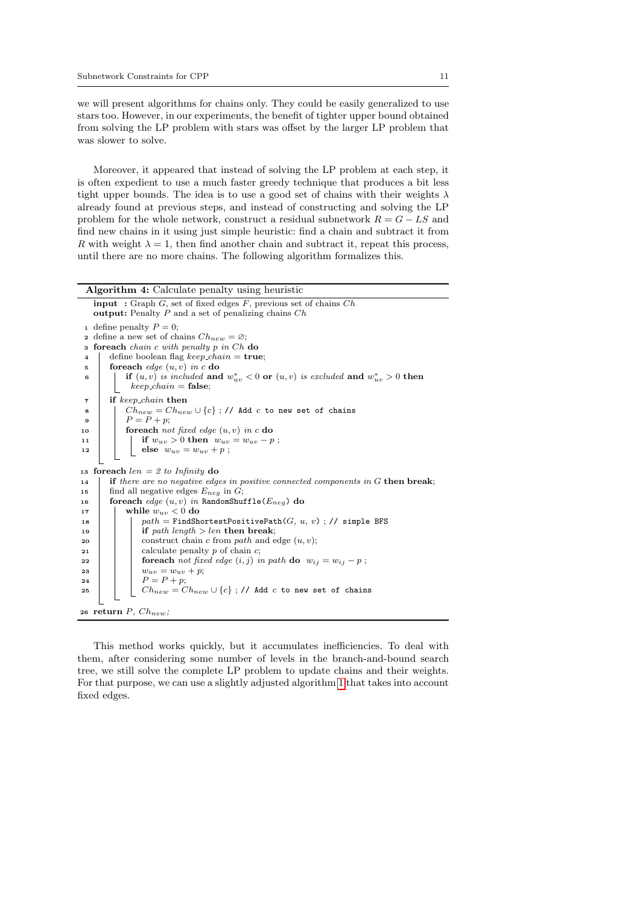we will present algorithms for chains only. They could be easily generalized to use stars too. However, in our experiments, the benefit of tighter upper bound obtained from solving the LP problem with stars was offset by the larger LP problem that was slower to solve.

Moreover, it appeared that instead of solving the LP problem at each step, it is often expedient to use a much faster greedy technique that produces a bit less tight upper bounds. The idea is to use a good set of chains with their weights $\lambda$ already found at previous steps, and instead of constructing and solving the LP problem for the whole network, construct a residual subnetwork $R = G - LS$ and find new chains in it using just simple heuristic: find a chain and subtract it from $R$ with weight $\lambda = 1$, then find another chain and subtract it, repeat this process, until there are no more chains. The following algorithm formalizes this.

**Algorithm 4:** Calculate penalty using heuristic

**input :** Graph $G$, set of fixed edges $F$, previous set of chains $Ch$
**output:** Penalty $P$ and a set of penalizing chains $Ch$

```
1  define penalty P = 0;
2  define a new set of chains Ch_new = ∅;
3  foreach chain c with penalty p in Ch do
4      define boolean flag keep_chain = true;
5      foreach edge (u,v) in c do
6          if (u,v) is included and w*_uv < 0 or (u,v) is excluded and w*_uv > 0 then
               keep_chain = false;
7      if keep_chain then
8          Ch_new = Ch_new ∪ {c} ; // Add c to new set of chains
9          P = P + p;
10         foreach not fixed edge (u,v) in c do
11             if w_uv > 0 then w_uv = w_uv − p ;
12             else w_uv = w_uv + p ;
13 foreach len = 2 to Infinity do
14     if there are no negative edges in positive connected components in G then break;
15     find all negative edges E_neg in G;
16     foreach edge (u,v) in RandomShuffle(E_neg) do
17         while w_uv < 0 do
18             path = FindShortestPositivePath(G, u, v) ; // simple BFS
19             if path length > len then break;
20             construct chain c from path and edge (u,v);
21             calculate penalty p of chain c;
22             foreach not fixed edge (i,j) in path do w_ij = w_ij − p ;
23             w_uv = w_uv + p;
24             P = P + p;
25             Ch_new = Ch_new ∪ {c} ; // Add c to new set of chains
26 return P, Ch_new;
```

This method works quickly, but it accumulates inefficiencies. To deal with them, after considering some number of levels in the branch-and-bound search tree, we still solve the complete LP problem to update chains and their weights. For that purpose, we can use a slightly adjusted algorithm 1 that takes into account fixed edges.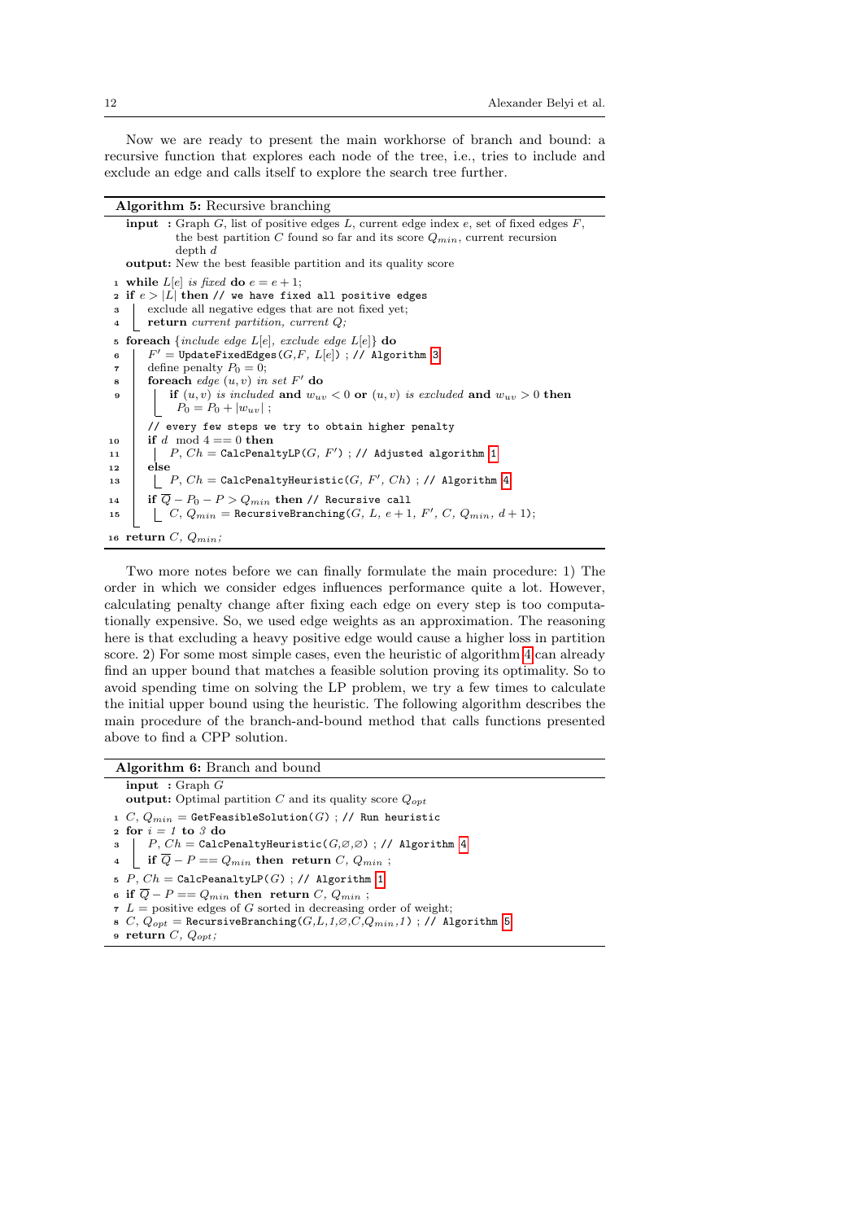Now we are ready to present the main workhorse of branch and bound: a recursive function that explores each node of the tree, i.e., tries to include and exclude an edge and calls itself to explore the search tree further.

**Algorithm 5:** Recursive branching

```
input : Graph G, list of positive edges L, current edge index e, set of fixed edges F,
        the best partition C found so far and its score Q_min, current recursion
        depth d
output: New the best feasible partition and its quality score

1  while L[e] is fixed do e = e + 1;
2  if e > |L| then // we have fixed all positive edges
3      exclude all negative edges that are not fixed yet;
4      return current partition, current Q;
5  foreach {include edge L[e], exclude edge L[e]} do
6      F' = UpdateFixedEdges(G, F, L[e]) ; // Algorithm 3
7      define penalty P_0 = 0;
8      foreach edge (u,v) in set F' do
9          if (u,v) is included and w_uv < 0 or (u,v) is excluded and w_uv > 0 then
               P_0 = P_0 + |w_uv| ;
       // every few steps we try to obtain higher penalty
10     if d mod 4 == 0 then
11         P, Ch = CalcPenaltyLP(G, F') ; // Adjusted algorithm 1
12     else
13         P, Ch = CalcPenaltyHeuristic(G, F', Ch) ; // Algorithm 4
14     if Q̄ − P_0 − P > Q_min then // Recursive call
15         C, Q_min = RecursiveBranching(G, L, e + 1, F', C, Q_min, d + 1);
16 return C, Q_min;
```

Two more notes before we can finally formulate the main procedure: 1) The order in which we consider edges influences performance quite a lot. However, calculating penalty change after fixing each edge on every step is too computationally expensive. So, we used edge weights as an approximation. The reasoning here is that excluding a heavy positive edge would cause a higher loss in partition score. 2) For some most simple cases, even the heuristic of algorithm 4 can already find an upper bound that matches a feasible solution proving its optimality. So to avoid spending time on solving the LP problem, we try a few times to calculate the initial upper bound using the heuristic. The following algorithm describes the main procedure of the branch-and-bound method that calls functions presented above to find a CPP solution.

**Algorithm 6:** Branch and bound

```
input : Graph G
output: Optimal partition C and its quality score Q_opt

1  C, Q_min = GetFeasibleSolution(G) ; // Run heuristic
2  for i = 1 to 3 do
3      P, Ch = CalcPenaltyHeuristic(G,∅,∅) ; // Algorithm 4
4      if Q̄ − P == Q_min then return C, Q_min ;
5  P, Ch = CalcPeanaltyLP(G) ; // Algorithm 1
6  if Q̄ − P == Q_min then return C, Q_min ;
7  L = positive edges of G sorted in decreasing order of weight;
8  C, Q_opt = RecursiveBranching(G,L,1,∅,C,Q_min,1) ; // Algorithm 5
9  return C, Q_opt;
```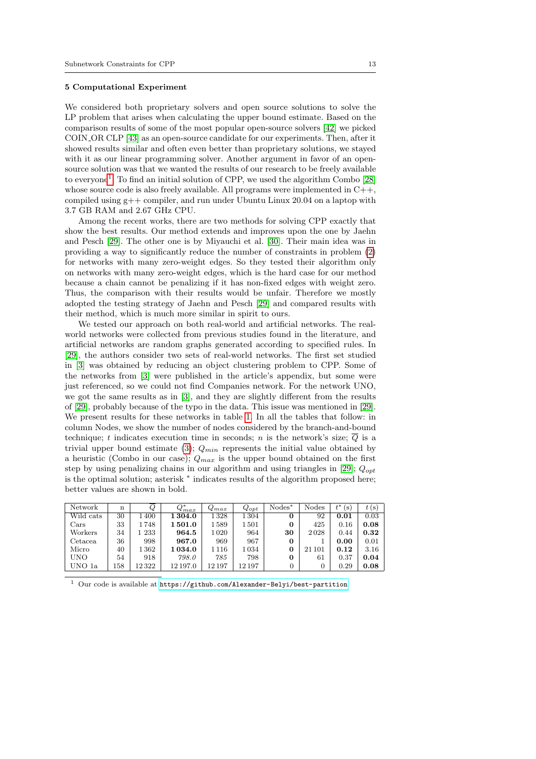## 5 Computational Experiment

We considered both proprietary solvers and open source solutions to solve the LP problem that arises when calculating the upper bound estimate. Based on the comparison results of some of the most popular open-source solvers [42] we picked COIN_OR CLP [43] as an open-source candidate for our experiments. Then, after it showed results similar and often even better than proprietary solutions, we stayed with it as our linear programming solver. Another argument in favor of an open-source solution was that we wanted the results of our research to be freely available to everyone[1]. To find an initial solution of CPP, we used the algorithm Combo [28] whose source code is also freely available. All programs were implemented in C++, compiled using g++ compiler, and run under Ubuntu Linux 20.04 on a laptop with 3.7 GB RAM and 2.67 GHz CPU.

Among the recent works, there are two methods for solving CPP exactly that show the best results. Our method extends and improves upon the one by Jaehn and Pesch [29]. The other one is by Miyauchi et al. [30]. Their main idea was in providing a way to significantly reduce the number of constraints in problem (2) for networks with many zero-weight edges. So they tested their algorithm only on networks with many zero-weight edges, which is the hard case for our method because a chain cannot be penalizing if it has non-fixed edges with weight zero. Thus, the comparison with their results would be unfair. Therefore we mostly adopted the testing strategy of Jaehn and Pesch [29] and compared results with their method, which is much more similar in spirit to ours.

We tested our approach on both real-world and artificial networks. The real-world networks were collected from previous studies found in the literature, and artificial networks are random graphs generated according to specified rules. In [29], the authors consider two sets of real-world networks. The first set studied in [3] was obtained by reducing an object clustering problem to CPP. Some of the networks from [3] were published in the article's appendix, but some were just referenced, so we could not find Companies network. For the network UNO, we got the same results as in [3], and they are slightly different from the results of [29], probably because of the typo in the data. This issue was mentioned in [29]. We present results for these networks in table 1. In all the tables that follow: in column Nodes, we show the number of nodes considered by the branch-and-bound technique; $t$ indicates execution time in seconds; $n$ is the network's size; $\overline{Q}$ is a trivial upper bound estimate (3); $Q_{min}$ represents the initial value obtained by a heuristic (Combo in our case); $Q_{max}$ is the upper bound obtained on the first step by using penalizing chains in our algorithm and using triangles in [29]; $Q_{opt}$ is the optimal solution; asterisk $^*$ indicates results of the algorithm proposed here; better values are shown in bold.

| Network | n | $\overline{Q}$ | $Q^*_{max}$ | $Q_{max}$ | $Q_{opt}$ | Nodes$^*$ | Nodes | $t^*$ (s) | $t$ (s) |
|---|---|---|---|---|---|---|---|---|---|
| Wild cats | 30 | 1 400 | **1 304.0** | 1 328 | 1 304 | **0** | 92 | **0.01** | 0.03 |
| Cars | 33 | 1 748 | **1 501.0** | 1 589 | 1 501 | **0** | 425 | 0.16 | **0.08** |
| Workers | 34 | 1 233 | **964.5** | 1 020 | 964 | **30** | 2 028 | 0.44 | **0.32** |
| Cetacea | 36 | 998 | **967.0** | 969 | 967 | **0** | 1 | **0.00** | 0.01 |
| Micro | 40 | 1 362 | **1 034.0** | 1 116 | 1 034 | **0** | 21 101 | **0.12** | 3.16 |
| UNO | 54 | 918 | *798.0* | *785* | 798 | **0** | 61 | 0.37 | **0.04** |
| UNO 1a | 158 | 12 322 | 12 197.0 | 12 197 | 12 197 | 0 | 0 | 0.29 | **0.08** |

[1] Our code is available at https://github.com/Alexander-Belyi/best-partition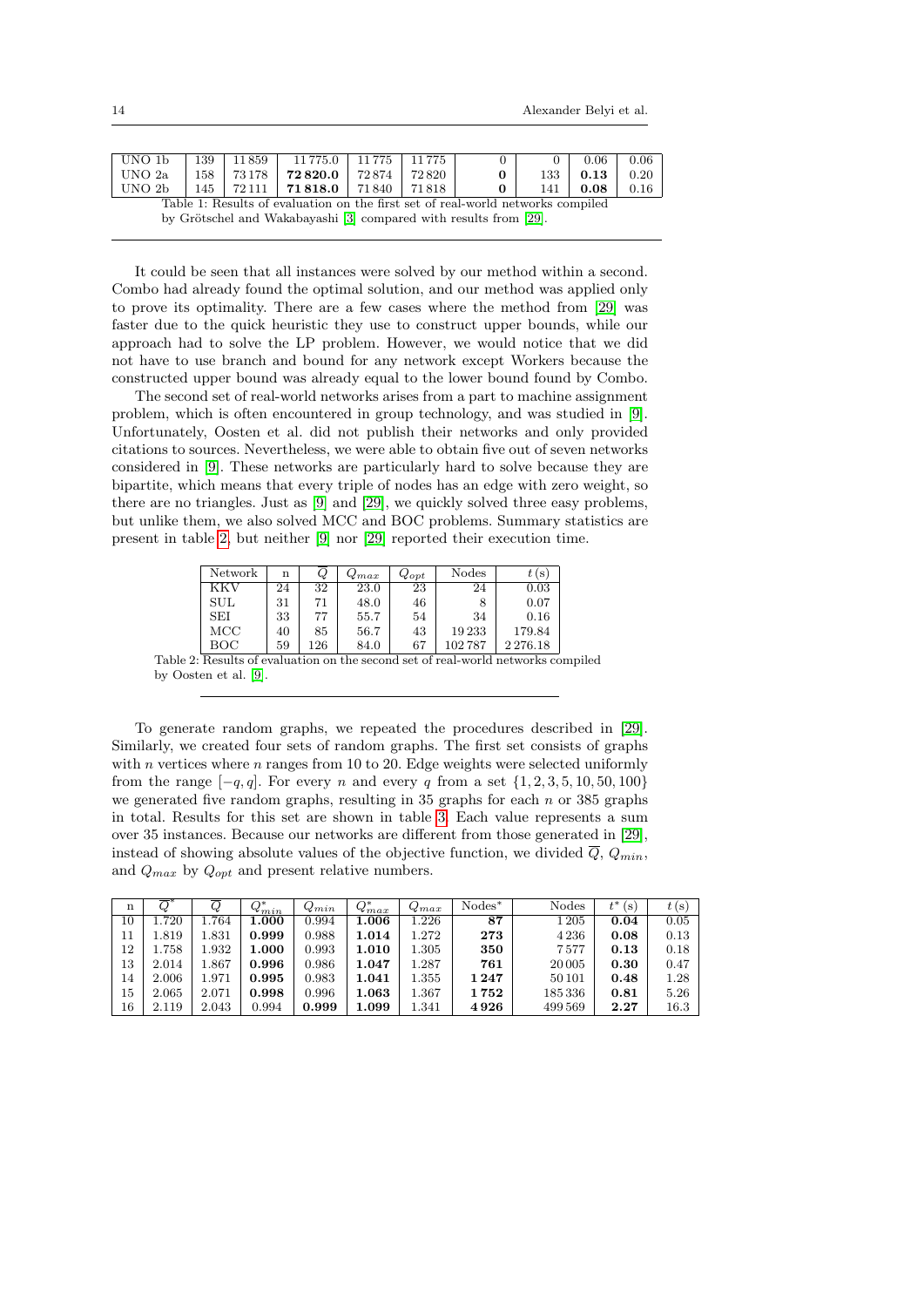| UNO 1b | 139 | 11 859 | 11 775.0 | 11 775 | 11 775 | 0 | 0 | 0.06 | 0.06 |
|---|---|---|---|---|---|---|---|---|---|
| UNO 2a | 158 | 73 178 | **72 820.0** | 72 874 | 72 820 | **0** | 133 | **0.13** | 0.20 |
| UNO 2b | 145 | 72 111 | **71 818.0** | 71 840 | 71 818 | **0** | 141 | **0.08** | 0.16 |

Table 1: Results of evaluation on the first set of real-world networks compiled by Grötschel and Wakabayashi [3] compared with results from [29].

It could be seen that all instances were solved by our method within a second. Combo had already found the optimal solution, and our method was applied only to prove its optimality. There are a few cases where the method from [29] was faster due to the quick heuristic they use to construct upper bounds, while our approach had to solve the LP problem. However, we would notice that we did not have to use branch and bound for any network except Workers because the constructed upper bound was already equal to the lower bound found by Combo.

The second set of real-world networks arises from a part to machine assignment problem, which is often encountered in group technology, and was studied in [9]. Unfortunately, Oosten et al. did not publish their networks and only provided citations to sources. Nevertheless, we were able to obtain five out of seven networks considered in [9]. These networks are particularly hard to solve because they are bipartite, which means that every triple of nodes has an edge with zero weight, so there are no triangles. Just as [9] and [29], we quickly solved three easy problems, but unlike them, we also solved MCC and BOC problems. Summary statistics are present in table 2, but neither [9] nor [29] reported their execution time.

| Network | n | $\overline{Q}$ | $Q_{max}$ | $Q_{opt}$ | Nodes | $t\,$(s) |
|---|---|---|---|---|---|---|
| KKV | 24 | 32 | 23.0 | 23 | 24 | 0.03 |
| SUL | 31 | 71 | 48.0 | 46 | 8 | 0.07 |
| SEI | 33 | 77 | 55.7 | 54 | 34 | 0.16 |
| MCC | 40 | 85 | 56.7 | 43 | 19 233 | 179.84 |
| BOC | 59 | 126 | 84.0 | 67 | 102 787 | 2 276.18 |

Table 2: Results of evaluation on the second set of real-world networks compiled by Oosten et al. [9].

To generate random graphs, we repeated the procedures described in [29]. Similarly, we created four sets of random graphs. The first set consists of graphs with $n$ vertices where $n$ ranges from 10 to 20. Edge weights were selected uniformly from the range $[-q, q]$. For every $n$ and every $q$ from a set $\{1, 2, 3, 5, 10, 50, 100\}$ we generated five random graphs, resulting in 35 graphs for each $n$ or 385 graphs in total. Results for this set are shown in table 3. Each value represents a sum over 35 instances. Because our networks are different from those generated in [29], instead of showing absolute values of the objective function, we divided $\overline{Q}$, $Q_{min}$, and $Q_{max}$ by $Q_{opt}$ and present relative numbers.

| n | $\overline{Q}^*$ | $\overline{Q}$ | $Q^*_{min}$ | $Q_{min}$ | $Q^*_{max}$ | $Q_{max}$ | Nodes* | Nodes | $t^*\,$(s) | $t\,$(s) |
|---|---|---|---|---|---|---|---|---|---|---|
| 10 | 1.720 | 1.764 | **1.000** | 0.994 | **1.006** | 1.226 | **87** | 1 205 | **0.04** | 0.05 |
| 11 | 1.819 | 1.831 | **0.999** | 0.988 | **1.014** | 1.272 | **273** | 4 236 | **0.08** | 0.13 |
| 12 | 1.758 | 1.932 | **1.000** | 0.993 | **1.010** | 1.305 | **350** | 7 577 | **0.13** | 0.18 |
| 13 | 2.014 | 1.867 | **0.996** | 0.986 | **1.047** | 1.287 | **761** | 20 005 | **0.30** | 0.47 |
| 14 | 2.006 | 1.971 | **0.995** | 0.983 | **1.041** | 1.355 | **1 247** | 50 101 | **0.48** | 1.28 |
| 15 | 2.065 | 2.071 | **0.998** | 0.996 | **1.063** | 1.367 | **1 752** | 185 336 | **0.81** | 5.26 |
| 16 | 2.119 | 2.043 | 0.994 | **0.999** | **1.099** | 1.341 | **4 926** | 499 569 | **2.27** | 16.3 |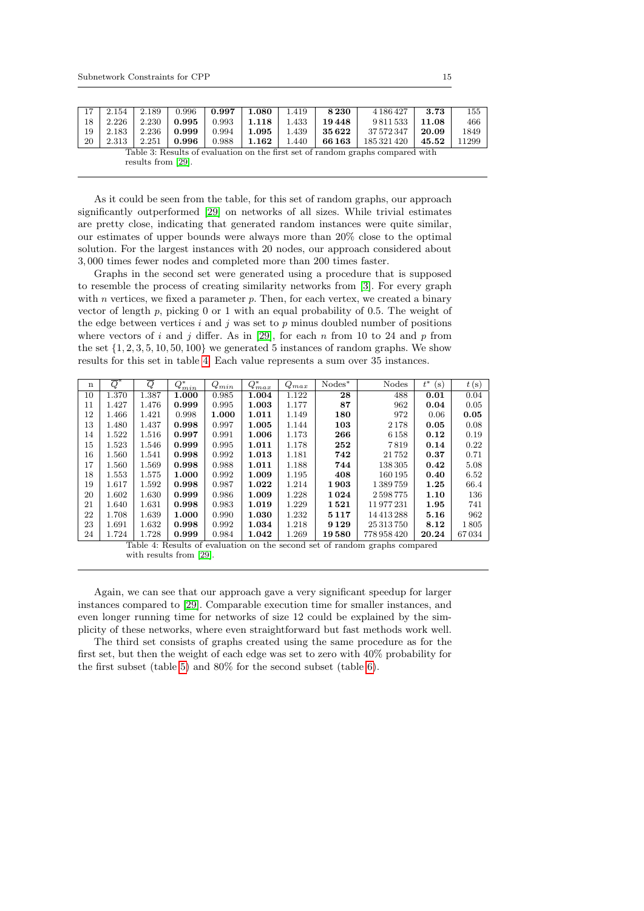| 17 | 2.154 | 2.189 | 0.996 | **0.997** | **1.080** | 1.419 | **8 230** | 4 186 427 | **3.73** | 155 |
|---|---|---|---|---|---|---|---|---|---|---|
| 18 | 2.226 | 2.230 | **0.995** | 0.993 | **1.118** | 1.433 | **19 448** | 9 811 533 | **11.08** | 466 |
| 19 | 2.183 | 2.236 | **0.999** | 0.994 | **1.095** | 1.439 | **35 622** | 37 572 347 | **20.09** | 1849 |
| 20 | 2.313 | 2.251 | **0.996** | 0.988 | **1.162** | 1.440 | **66 163** | 185 321 420 | **45.52** | 11299 |

Table 3: Results of evaluation on the first set of random graphs compared with results from [29].

As it could be seen from the table, for this set of random graphs, our approach significantly outperformed [29] on networks of all sizes. While trivial estimates are pretty close, indicating that generated random instances were quite similar, our estimates of upper bounds were always more than 20% close to the optimal solution. For the largest instances with 20 nodes, our approach considered about 3,000 times fewer nodes and completed more than 200 times faster.

Graphs in the second set were generated using a procedure that is supposed to resemble the process of creating similarity networks from [3]. For every graph with $n$ vertices, we fixed a parameter $p$. Then, for each vertex, we created a binary vector of length $p$, picking 0 or 1 with an equal probability of 0.5. The weight of the edge between vertices $i$ and $j$ was set to $p$ minus doubled number of positions where vectors of $i$ and $j$ differ. As in [29], for each $n$ from 10 to 24 and $p$ from the set $\{1, 2, 3, 5, 10, 50, 100\}$ we generated 5 instances of random graphs. We show results for this set in table 4. Each value represents a sum over 35 instances.

| n | $\overline{Q}^*$ | $\overline{Q}$ | $Q^*_{min}$ | $Q_{min}$ | $Q^*_{max}$ | $Q_{max}$ | Nodes* | Nodes | $t^*$ (s) | $t$ (s) |
|---|---|---|---|---|---|---|---|---|---|---|
| 10 | 1.370 | 1.387 | **1.000** | 0.985 | **1.004** | 1.122 | **28** | 488 | **0.01** | 0.04 |
| 11 | 1.427 | 1.476 | **0.999** | 0.995 | **1.003** | 1.177 | **87** | 962 | **0.04** | 0.05 |
| 12 | 1.466 | 1.421 | 0.998 | **1.000** | **1.011** | 1.149 | **180** | 972 | 0.06 | **0.05** |
| 13 | 1.480 | 1.437 | **0.998** | 0.997 | **1.005** | 1.144 | **103** | 2 178 | **0.05** | 0.08 |
| 14 | 1.522 | 1.516 | **0.997** | 0.991 | **1.006** | 1.173 | **266** | 6 158 | **0.12** | 0.19 |
| 15 | 1.523 | 1.546 | **0.999** | 0.995 | **1.011** | 1.178 | **252** | 7 819 | **0.14** | 0.22 |
| 16 | 1.560 | 1.541 | **0.998** | 0.992 | **1.013** | 1.181 | **742** | 21 752 | **0.37** | 0.71 |
| 17 | 1.560 | 1.569 | **0.998** | 0.988 | **1.011** | 1.188 | **744** | 138 305 | **0.42** | 5.08 |
| 18 | 1.553 | 1.575 | **1.000** | 0.992 | **1.009** | 1.195 | **408** | 160 195 | **0.40** | 6.52 |
| 19 | 1.617 | 1.592 | **0.998** | 0.987 | **1.022** | 1.214 | **1 903** | 1 389 759 | **1.25** | 66.4 |
| 20 | 1.602 | 1.630 | **0.999** | 0.986 | **1.009** | 1.228 | **1 024** | 2 598 775 | **1.10** | 136 |
| 21 | 1.640 | 1.631 | **0.998** | 0.983 | **1.019** | 1.229 | **1 521** | 11 977 231 | **1.95** | 741 |
| 22 | 1.708 | 1.639 | **1.000** | 0.990 | **1.030** | 1.232 | **5 117** | 14 413 288 | **5.16** | 962 |
| 23 | 1.691 | 1.632 | **0.998** | 0.992 | **1.034** | 1.218 | **9 129** | 25 313 750 | **8.12** | 1 805 |
| 24 | 1.724 | 1.728 | **0.999** | 0.984 | **1.042** | 1.269 | **19 580** | 778 958 420 | **20.24** | 67 034 |

Table 4: Results of evaluation on the second set of random graphs compared with results from [29].

Again, we can see that our approach gave a very significant speedup for larger instances compared to [29]. Comparable execution time for smaller instances, and even longer running time for networks of size 12 could be explained by the simplicity of these networks, where even straightforward but fast methods work well.

The third set consists of graphs created using the same procedure as for the first set, but then the weight of each edge was set to zero with 40% probability for the first subset (table 5) and 80% for the second subset (table 6).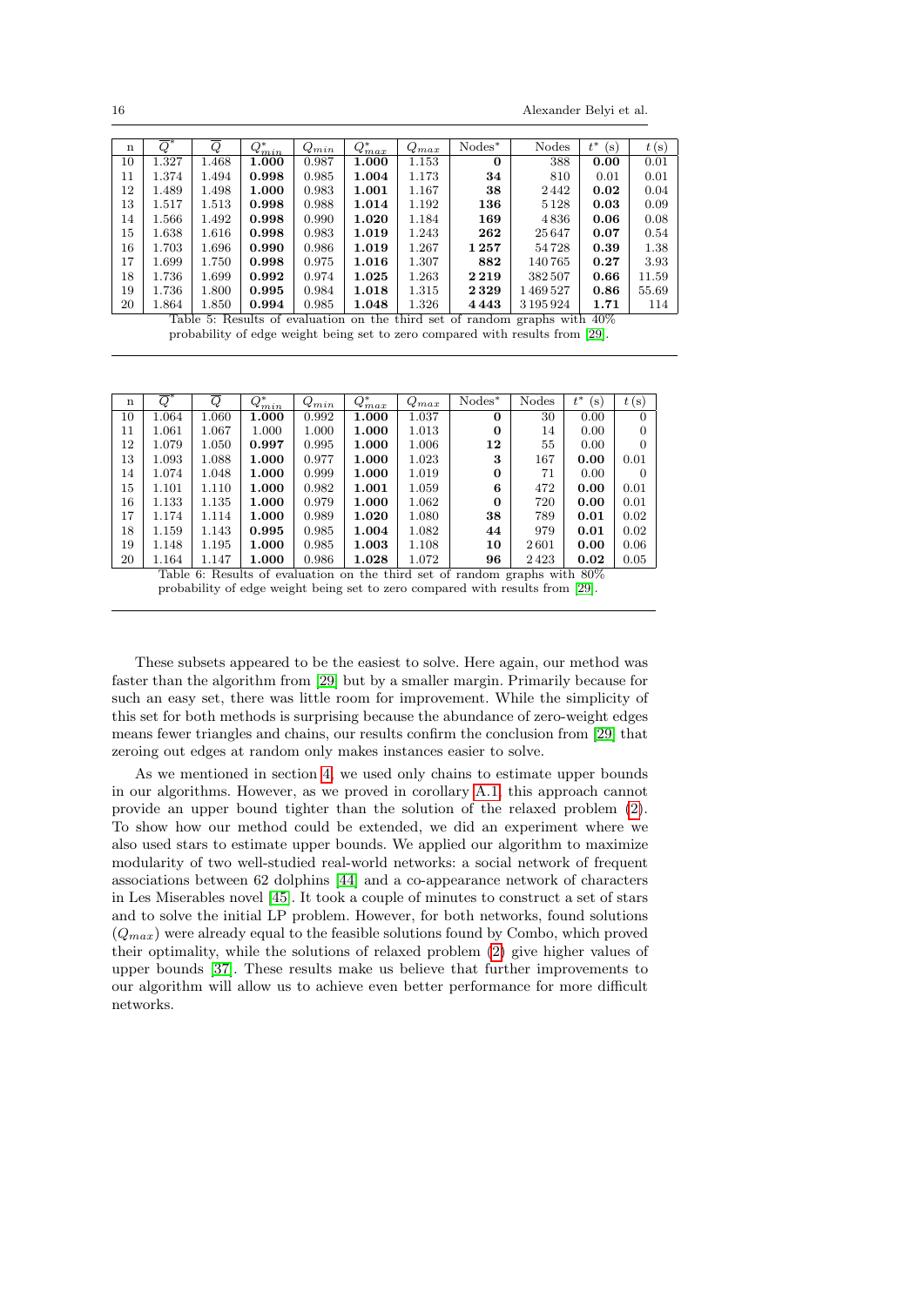| n | $\overline{Q}^*$ | $\overline{Q}$ | $Q^*_{min}$ | $Q_{min}$ | $Q^*_{max}$ | $Q_{max}$ | Nodes* | Nodes | $t^*$ (s) | $t$ (s) |
|---|---|---|---|---|---|---|---|---|---|---|
| 10 | 1.327 | 1.468 | **1.000** | 0.987 | **1.000** | 1.153 | **0** | 388 | **0.00** | 0.01 |
| 11 | 1.374 | 1.494 | **0.998** | 0.985 | **1.004** | 1.173 | **34** | 810 | 0.01 | 0.01 |
| 12 | 1.489 | 1.498 | **1.000** | 0.983 | **1.001** | 1.167 | **38** | 2 442 | **0.02** | 0.04 |
| 13 | 1.517 | 1.513 | **0.998** | 0.988 | **1.014** | 1.192 | **136** | 5 128 | **0.03** | 0.09 |
| 14 | 1.566 | 1.492 | **0.998** | 0.990 | **1.020** | 1.184 | **169** | 4 836 | **0.06** | 0.08 |
| 15 | 1.638 | 1.616 | **0.998** | 0.983 | **1.019** | 1.243 | **262** | 25 647 | **0.07** | 0.54 |
| 16 | 1.703 | 1.696 | **0.990** | 0.986 | **1.019** | 1.267 | **1 257** | 54 728 | **0.39** | 1.38 |
| 17 | 1.699 | 1.750 | **0.998** | 0.975 | **1.016** | 1.307 | **882** | 140 765 | **0.27** | 3.93 |
| 18 | 1.736 | 1.699 | **0.992** | 0.974 | **1.025** | 1.263 | **2 219** | 382 507 | **0.66** | 11.59 |
| 19 | 1.736 | 1.800 | **0.995** | 0.984 | **1.018** | 1.315 | **2 329** | 1 469 527 | **0.86** | 55.69 |
| 20 | 1.864 | 1.850 | **0.994** | 0.985 | **1.048** | 1.326 | **4 443** | 3 195 924 | **1.71** | 114 |

Table 5: Results of evaluation on the third set of random graphs with 40% probability of edge weight being set to zero compared with results from [29].

| n | $\overline{Q}^*$ | $\overline{Q}$ | $Q^*_{min}$ | $Q_{min}$ | $Q^*_{max}$ | $Q_{max}$ | Nodes* | Nodes | $t^*$ (s) | $t$ (s) |
|---|---|---|---|---|---|---|---|---|---|---|
| 10 | 1.064 | 1.060 | **1.000** | 0.992 | **1.000** | 1.037 | **0** | 30 | 0.00 | 0 |
| 11 | 1.061 | 1.067 | 1.000 | 1.000 | **1.000** | 1.013 | **0** | 14 | 0.00 | 0 |
| 12 | 1.079 | 1.050 | **0.997** | 0.995 | **1.000** | 1.006 | **12** | 55 | 0.00 | 0 |
| 13 | 1.093 | 1.088 | **1.000** | 0.977 | **1.000** | 1.023 | **3** | 167 | **0.00** | 0.01 |
| 14 | 1.074 | 1.048 | **1.000** | 0.999 | **1.000** | 1.019 | **0** | 71 | 0.00 | 0 |
| 15 | 1.101 | 1.110 | **1.000** | 0.982 | **1.001** | 1.059 | **6** | 472 | **0.00** | 0.01 |
| 16 | 1.133 | 1.135 | **1.000** | 0.979 | **1.000** | 1.062 | **0** | 720 | **0.00** | 0.01 |
| 17 | 1.174 | 1.114 | **1.000** | 0.989 | **1.020** | 1.080 | **38** | 789 | **0.01** | 0.02 |
| 18 | 1.159 | 1.143 | **0.995** | 0.985 | **1.004** | 1.082 | **44** | 979 | **0.01** | 0.02 |
| 19 | 1.148 | 1.195 | **1.000** | 0.985 | **1.003** | 1.108 | **10** | 2 601 | **0.00** | 0.06 |
| 20 | 1.164 | 1.147 | **1.000** | 0.986 | **1.028** | 1.072 | **96** | 2 423 | **0.02** | 0.05 |

Table 6: Results of evaluation on the third set of random graphs with 80% probability of edge weight being set to zero compared with results from [29].

These subsets appeared to be the easiest to solve. Here again, our method was faster than the algorithm from [29] but by a smaller margin. Primarily because for such an easy set, there was little room for improvement. While the simplicity of this set for both methods is surprising because the abundance of zero-weight edges means fewer triangles and chains, our results confirm the conclusion from [29] that zeroing out edges at random only makes instances easier to solve.

As we mentioned in section 4, we used only chains to estimate upper bounds in our algorithms. However, as we proved in corollary A.1, this approach cannot provide an upper bound tighter than the solution of the relaxed problem (2). To show how our method could be extended, we did an experiment where we also used stars to estimate upper bounds. We applied our algorithm to maximize modularity of two well-studied real-world networks: a social network of frequent associations between 62 dolphins [44] and a co-appearance network of characters in Les Miserables novel [45]. It took a couple of minutes to construct a set of stars and to solve the initial LP problem. However, for both networks, found solutions ($Q_{max}$) were already equal to the feasible solutions found by Combo, which proved their optimality, while the solutions of relaxed problem (2) give higher values of upper bounds [37]. These results make us believe that further improvements to our algorithm will allow us to achieve even better performance for more difficult networks.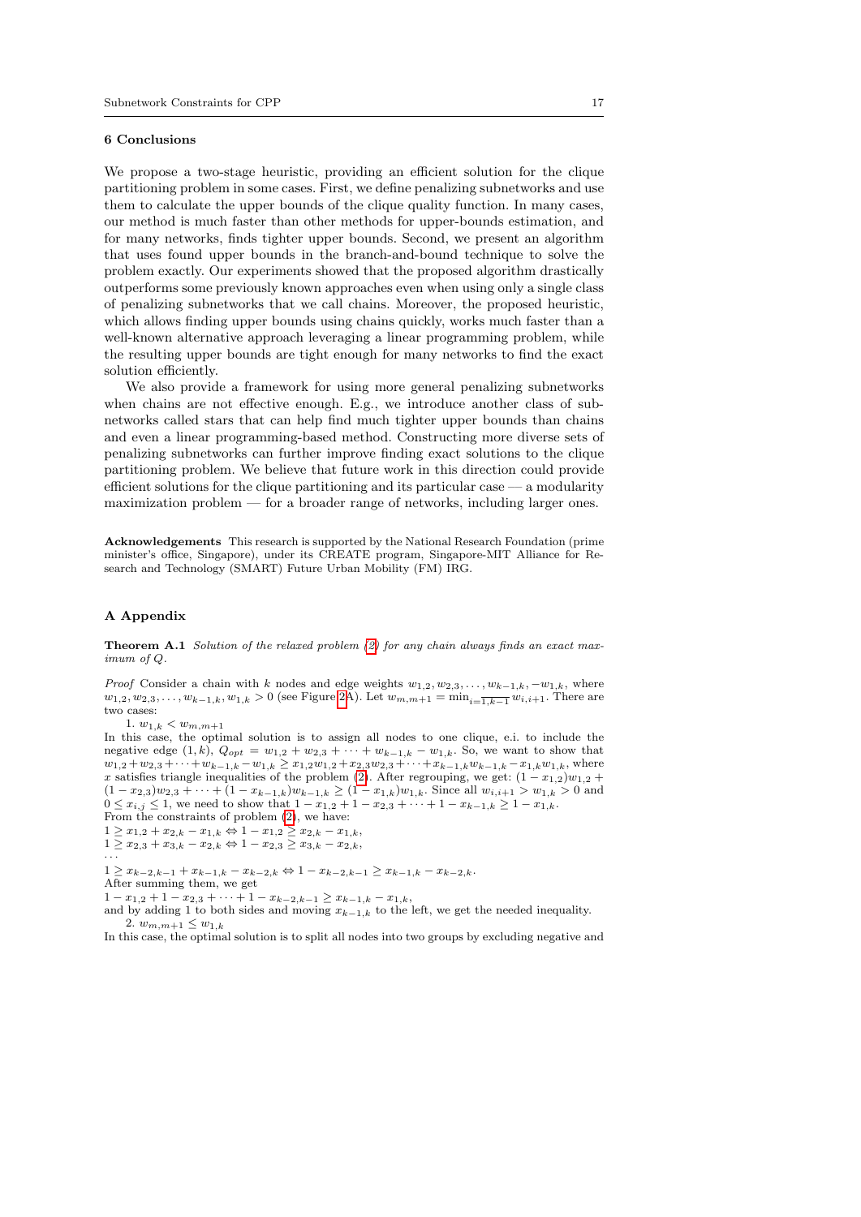## 6 Conclusions

We propose a two-stage heuristic, providing an efficient solution for the clique partitioning problem in some cases. First, we define penalizing subnetworks and use them to calculate the upper bounds of the clique quality function. In many cases, our method is much faster than other methods for upper-bounds estimation, and for many networks, finds tighter upper bounds. Second, we present an algorithm that uses found upper bounds in the branch-and-bound technique to solve the problem exactly. Our experiments showed that the proposed algorithm drastically outperforms some previously known approaches even when using only a single class of penalizing subnetworks that we call chains. Moreover, the proposed heuristic, which allows finding upper bounds using chains quickly, works much faster than a well-known alternative approach leveraging a linear programming problem, while the resulting upper bounds are tight enough for many networks to find the exact solution efficiently.

We also provide a framework for using more general penalizing subnetworks when chains are not effective enough. E.g., we introduce another class of subnetworks called stars that can help find much tighter upper bounds than chains and even a linear programming-based method. Constructing more diverse sets of penalizing subnetworks can further improve finding exact solutions to the clique partitioning problem. We believe that future work in this direction could provide efficient solutions for the clique partitioning and its particular case — a modularity maximization problem — for a broader range of networks, including larger ones.

**Acknowledgements** This research is supported by the National Research Foundation (prime minister's office, Singapore), under its CREATE program, Singapore-MIT Alliance for Research and Technology (SMART) Future Urban Mobility (FM) IRG.

## A Appendix

**Theorem A.1** *Solution of the relaxed problem (2) for any chain always finds an exact maximum of $Q$.*

*Proof* Consider a chain with $k$ nodes and edge weights $w_{1,2}, w_{2,3}, \ldots, w_{k-1,k}, -w_{1,k}$, where $w_{1,2}, w_{2,3}, \ldots, w_{k-1,k}, w_{1,k} > 0$ (see Figure 2A). Let $w_{m,m+1} = \min_{i=\overline{1,k-1}} w_{i,i+1}$. There are two cases:

1. $w_{1,k} < w_{m,m+1}$

In this case, the optimal solution is to assign all nodes to one clique, e.i. to include the negative edge $(1, k)$, $Q_{opt} = w_{1,2} + w_{2,3} + \cdots + w_{k-1,k} - w_{1,k}$. So, we want to show that $w_{1,2}+w_{2,3}+\cdots+w_{k-1,k}-w_{1,k} \geq x_{1,2}w_{1,2}+x_{2,3}w_{2,3}+\cdots+x_{k-1,k}w_{k-1,k}-x_{1,k}w_{1,k}$, where $x$ satisfies triangle inequalities of the problem (2). After regrouping, we get: $(1 - x_{1,2})w_{1,2} + (1 - x_{2,3})w_{2,3} + \cdots + (1 - x_{k-1,k})w_{k-1,k} \geq (1 - x_{1,k})w_{1,k}$. Since all $w_{i,i+1} > w_{1,k} > 0$ and $0 \leq x_{i,j} \leq 1$, we need to show that $1 - x_{1,2} + 1 - x_{2,3} + \cdots + 1 - x_{k-1,k} \geq 1 - x_{1,k}$.
From the constraints of problem (2), we have:

$1 \geq x_{1,2} + x_{2,k} - x_{1,k} \Leftrightarrow 1 - x_{1,2} \geq x_{2,k} - x_{1,k}$,
$1 \geq x_{2,3} + x_{3,k} - x_{2,k} \Leftrightarrow 1 - x_{2,3} \geq x_{3,k} - x_{2,k}$,
...
$1 \geq x_{k-2,k-1} + x_{k-1,k} - x_{k-2,k} \Leftrightarrow 1 - x_{k-2,k-1} \geq x_{k-1,k} - x_{k-2,k}$.

After summing them, we get
$1 - x_{1,2} + 1 - x_{2,3} + \cdots + 1 - x_{k-2,k-1} \geq x_{k-1,k} - x_{1,k}$,
and by adding 1 to both sides and moving $x_{k-1,k}$ to the left, we get the needed inequality.

2. $w_{m,m+1} \leq w_{1,k}$

In this case, the optimal solution is to split all nodes into two groups by excluding negative and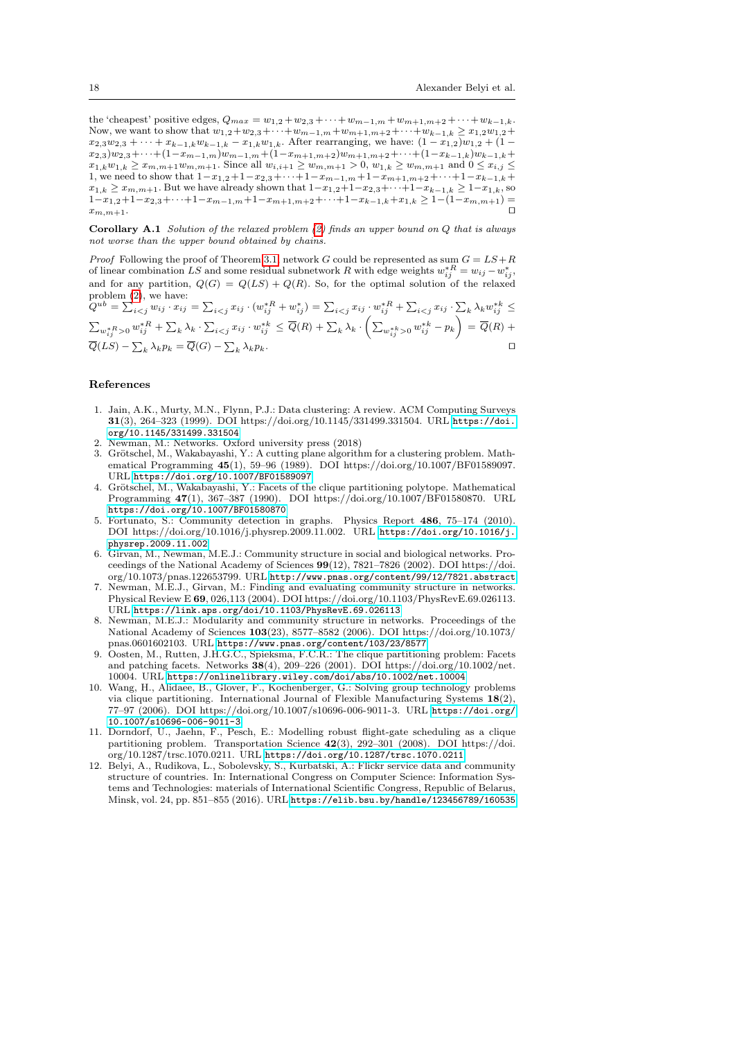the 'cheapest' positive edges, $Q_{max} = w_{1,2} + w_{2,3} + \cdots + w_{m-1,m} + w_{m+1,m+2} + \cdots + w_{k-1,k}$. Now, we want to show that $w_{1,2} + w_{2,3} + \cdots + w_{m-1,m} + w_{m+1,m+2} + \cdots + w_{k-1,k} \geq x_{1,2}w_{1,2} + x_{2,3}w_{2,3} + \cdots + x_{k-1,k}w_{k-1,k} - x_{1,k}w_{1,k}$. After rearranging, we have: $(1 - x_{1,2})w_{1,2} + (1 - x_{2,3})w_{2,3} + \cdots + (1 - x_{m-1,m})w_{m-1,m} + (1 - x_{m+1,m+2})w_{m+1,m+2} + \cdots + (1 - x_{k-1,k})w_{k-1,k} + x_{1,k}w_{1,k} \geq x_{m,m+1}w_{m,m+1}$. Since all $w_{i,i+1} \geq w_{m,m+1} > 0$, $w_{1,k} \geq w_{m,m+1}$ and $0 \leq x_{i,j} \leq 1$, we need to show that $1 - x_{1,2} + 1 - x_{2,3} + \cdots + 1 - x_{m-1,m} + 1 - x_{m+1,m+2} + \cdots + 1 - x_{k-1,k} + x_{1,k} \geq x_{m,m+1}$. But we have already shown that $1 - x_{1,2} + 1 - x_{2,3} + \cdots + 1 - x_{k-1,k} \geq 1 - x_{1,k}$, so $1 - x_{1,2} + 1 - x_{2,3} + \cdots + 1 - x_{m-1,m} + 1 - x_{m+1,m+2} + \cdots + 1 - x_{k-1,k} + x_{1,k} \geq 1 - (1 - x_{m,m+1}) = x_{m,m+1}$. □

**Corollary A.1** *Solution of the relaxed problem (2) finds an upper bound on Q that is always not worse than the upper bound obtained by chains.*

*Proof* Following the proof of Theorem 3.1, network $G$ could be represented as sum $G = LS + R$ of linear combination $LS$ and some residual subnetwork $R$ with edge weights $w^{*R}_{ij} = w_{ij} - w^{*}_{ij}$, and for any partition, $Q(G) = Q(LS) + Q(R)$. So, for the optimal solution of the relaxed problem (2), we have:
$Q^{ub} = \sum_{i<j} w_{ij} \cdot x_{ij} = \sum_{i<j} x_{ij} \cdot (w^{*R}_{ij} + w^{*}_{ij}) = \sum_{i<j} x_{ij} \cdot w^{*R}_{ij} + \sum_{i<j} x_{ij} \cdot \sum_k \lambda_k w^{*k}_{ij} \leq \sum_{w^{*R}_{ij} > 0} w^{*R}_{ij} + \sum_k \lambda_k \cdot \sum_{i<j} x_{ij} \cdot w^{*k}_{ij} \leq \overline{Q}(R) + \sum_k \lambda_k \cdot \left( \sum_{w^{*k}_{ij} > 0} w^{*k}_{ij} - p_k \right) = \overline{Q}(R) + \overline{Q}(LS) - \sum_k \lambda_k p_k = \overline{Q}(G) - \sum_k \lambda_k p_k$. □

## References

1. Jain, A.K., Murty, M.N., Flynn, P.J.: Data clustering: A review. ACM Computing Surveys **31**(3), 264–323 (1999). DOI https://doi.org/10.1145/331499.331504. URL https://doi.org/10.1145/331499.331504
2. Newman, M.: Networks. Oxford university press (2018)
3. Grötschel, M., Wakabayashi, Y.: A cutting plane algorithm for a clustering problem. Mathematical Programming **45**(1), 59–96 (1989). DOI https://doi.org/10.1007/BF01589097. URL https://doi.org/10.1007/BF01589097
4. Grötschel, M., Wakabayashi, Y.: Facets of the clique partitioning polytope. Mathematical Programming **47**(1), 367–387 (1990). DOI https://doi.org/10.1007/BF01580870. URL https://doi.org/10.1007/BF01580870
5. Fortunato, S.: Community detection in graphs. Physics Report **486**, 75–174 (2010). DOI https://doi.org/10.1016/j.physrep.2009.11.002. URL https://doi.org/10.1016/j.physrep.2009.11.002
6. Girvan, M., Newman, M.E.J.: Community structure in social and biological networks. Proceedings of the National Academy of Sciences **99**(12), 7821–7826 (2002). DOI https://doi.org/10.1073/pnas.122653799. URL http://www.pnas.org/content/99/12/7821.abstract
7. Newman, M.E.J., Girvan, M.: Finding and evaluating community structure in networks. Physical Review E **69**, 026,113 (2004). DOI https://doi.org/10.1103/PhysRevE.69.026113. URL https://link.aps.org/doi/10.1103/PhysRevE.69.026113
8. Newman, M.E.J.: Modularity and community structure in networks. Proceedings of the National Academy of Sciences **103**(23), 8577–8582 (2006). DOI https://doi.org/10.1073/pnas.0601602103. URL https://www.pnas.org/content/103/23/8577
9. Oosten, M., Rutten, J.H.G.C., Spieksma, F.C.R.: The clique partitioning problem: Facets and patching facets. Networks **38**(4), 209–226 (2001). DOI https://doi.org/10.1002/net.10004. URL https://onlinelibrary.wiley.com/doi/abs/10.1002/net.10004
10. Wang, H., Alidaee, B., Glover, F., Kochenberger, G.: Solving group technology problems via clique partitioning. International Journal of Flexible Manufacturing Systems **18**(2), 77–97 (2006). DOI https://doi.org/10.1007/s10696-006-9011-3. URL https://doi.org/10.1007/s10696-006-9011-3
11. Dorndorf, U., Jaehn, F., Pesch, E.: Modelling robust flight-gate scheduling as a clique partitioning problem. Transportation Science **42**(3), 292–301 (2008). DOI https://doi.org/10.1287/trsc.1070.0211. URL https://doi.org/10.1287/trsc.1070.0211
12. Belyi, A., Rudikova, L., Sobolevsky, S., Kurbatski, A.: Flickr service data and community structure of countries. In: International Congress on Computer Science: Information Systems and Technologies: materials of International Scientific Congress, Republic of Belarus, Minsk, vol. 24, pp. 851–855 (2016). URL https://elib.bsu.by/handle/123456789/160535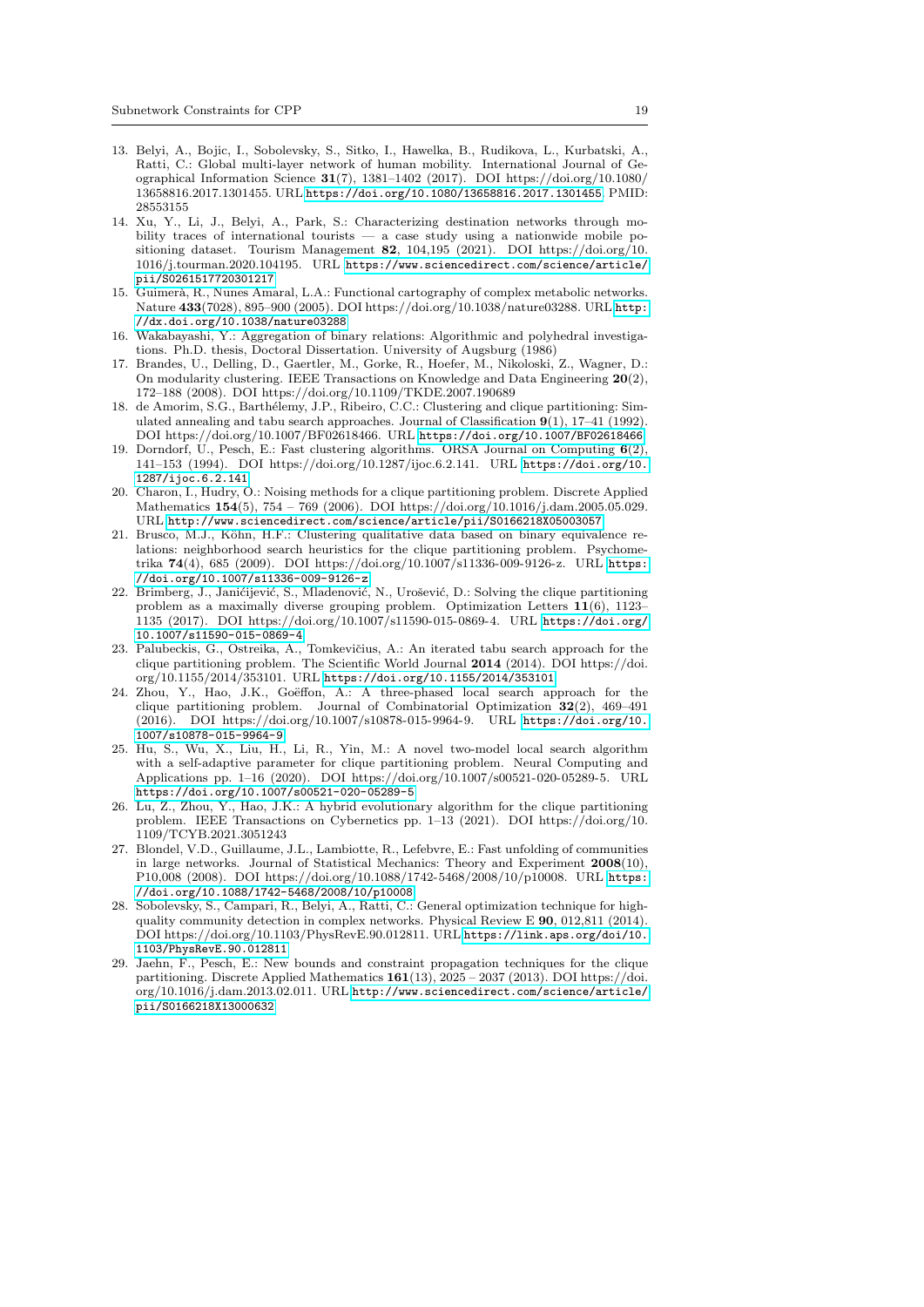13. Belyi, A., Bojic, I., Sobolevsky, S., Sitko, I., Hawelka, B., Rudikova, L., Kurbatski, A., Ratti, C.: Global multi-layer network of human mobility. International Journal of Geographical Information Science **31**(7), 1381–1402 (2017). DOI https://doi.org/10.1080/13658816.2017.1301455. URL https://doi.org/10.1080/13658816.2017.1301455. PMID: 28553155
14. Xu, Y., Li, J., Belyi, A., Park, S.: Characterizing destination networks through mobility traces of international tourists — a case study using a nationwide mobile positioning dataset. Tourism Management **82**, 104,195 (2021). DOI https://doi.org/10.1016/j.tourman.2020.104195. URL https://www.sciencedirect.com/science/article/pii/S0261517720301217
15. Guimerà, R., Nunes Amaral, L.A.: Functional cartography of complex metabolic networks. Nature **433**(7028), 895–900 (2005). DOI https://doi.org/10.1038/nature03288. URL http://dx.doi.org/10.1038/nature03288
16. Wakabayashi, Y.: Aggregation of binary relations: Algorithmic and polyhedral investigations. Ph.D. thesis, Doctoral Dissertation. University of Augsburg (1986)
17. Brandes, U., Delling, D., Gaertler, M., Gorke, R., Hoefer, M., Nikoloski, Z., Wagner, D.: On modularity clustering. IEEE Transactions on Knowledge and Data Engineering **20**(2), 172–188 (2008). DOI https://doi.org/10.1109/TKDE.2007.190689
18. de Amorim, S.G., Barthélemy, J.P., Ribeiro, C.C.: Clustering and clique partitioning: Simulated annealing and tabu search approaches. Journal of Classification **9**(1), 17–41 (1992). DOI https://doi.org/10.1007/BF02618466. URL https://doi.org/10.1007/BF02618466
19. Dorndorf, U., Pesch, E.: Fast clustering algorithms. ORSA Journal on Computing **6**(2), 141–153 (1994). DOI https://doi.org/10.1287/ijoc.6.2.141. URL https://doi.org/10.1287/ijoc.6.2.141
20. Charon, I., Hudry, O.: Noising methods for a clique partitioning problem. Discrete Applied Mathematics **154**(5), 754 – 769 (2006). DOI https://doi.org/10.1016/j.dam.2005.05.029. URL http://www.sciencedirect.com/science/article/pii/S0166218X05003057
21. Brusco, M.J., Köhn, H.F.: Clustering qualitative data based on binary equivalence relations: neighborhood search heuristics for the clique partitioning problem. Psychometrika **74**(4), 685 (2009). DOI https://doi.org/10.1007/s11336-009-9126-z. URL https://doi.org/10.1007/s11336-009-9126-z
22. Brimberg, J., Janićijević, S., Mladenović, N., Urošević, D.: Solving the clique partitioning problem as a maximally diverse grouping problem. Optimization Letters **11**(6), 1123–1135 (2017). DOI https://doi.org/10.1007/s11590-015-0869-4. URL https://doi.org/10.1007/s11590-015-0869-4
23. Palubeckis, G., Ostreika, A., Tomkevičius, A.: An iterated tabu search approach for the clique partitioning problem. The Scientific World Journal **2014** (2014). DOI https://doi.org/10.1155/2014/353101. URL https://doi.org/10.1155/2014/353101
24. Zhou, Y., Hao, J.K., Goëffon, A.: A three-phased local search approach for the clique partitioning problem. Journal of Combinatorial Optimization **32**(2), 469–491 (2016). DOI https://doi.org/10.1007/s10878-015-9964-9. URL https://doi.org/10.1007/s10878-015-9964-9
25. Hu, S., Wu, X., Liu, H., Li, R., Yin, M.: A novel two-model local search algorithm with a self-adaptive parameter for clique partitioning problem. Neural Computing and Applications pp. 1–16 (2020). DOI https://doi.org/10.1007/s00521-020-05289-5. URL https://doi.org/10.1007/s00521-020-05289-5
26. Lu, Z., Zhou, Y., Hao, J.K.: A hybrid evolutionary algorithm for the clique partitioning problem. IEEE Transactions on Cybernetics pp. 1–13 (2021). DOI https://doi.org/10.1109/TCYB.2021.3051243
27. Blondel, V.D., Guillaume, J.L., Lambiotte, R., Lefebvre, E.: Fast unfolding of communities in large networks. Journal of Statistical Mechanics: Theory and Experiment **2008**(10), P10,008 (2008). DOI https://doi.org/10.1088/1742-5468/2008/10/p10008. URL https://doi.org/10.1088/1742-5468/2008/10/p10008
28. Sobolevsky, S., Campari, R., Belyi, A., Ratti, C.: General optimization technique for high-quality community detection in complex networks. Physical Review E **90**, 012,811 (2014). DOI https://doi.org/10.1103/PhysRevE.90.012811. URL https://link.aps.org/doi/10.1103/PhysRevE.90.012811
29. Jaehn, F., Pesch, E.: New bounds and constraint propagation techniques for the clique partitioning. Discrete Applied Mathematics **161**(13), 2025 – 2037 (2013). DOI https://doi.org/10.1016/j.dam.2013.02.011. URL http://www.sciencedirect.com/science/article/pii/S0166218X13000632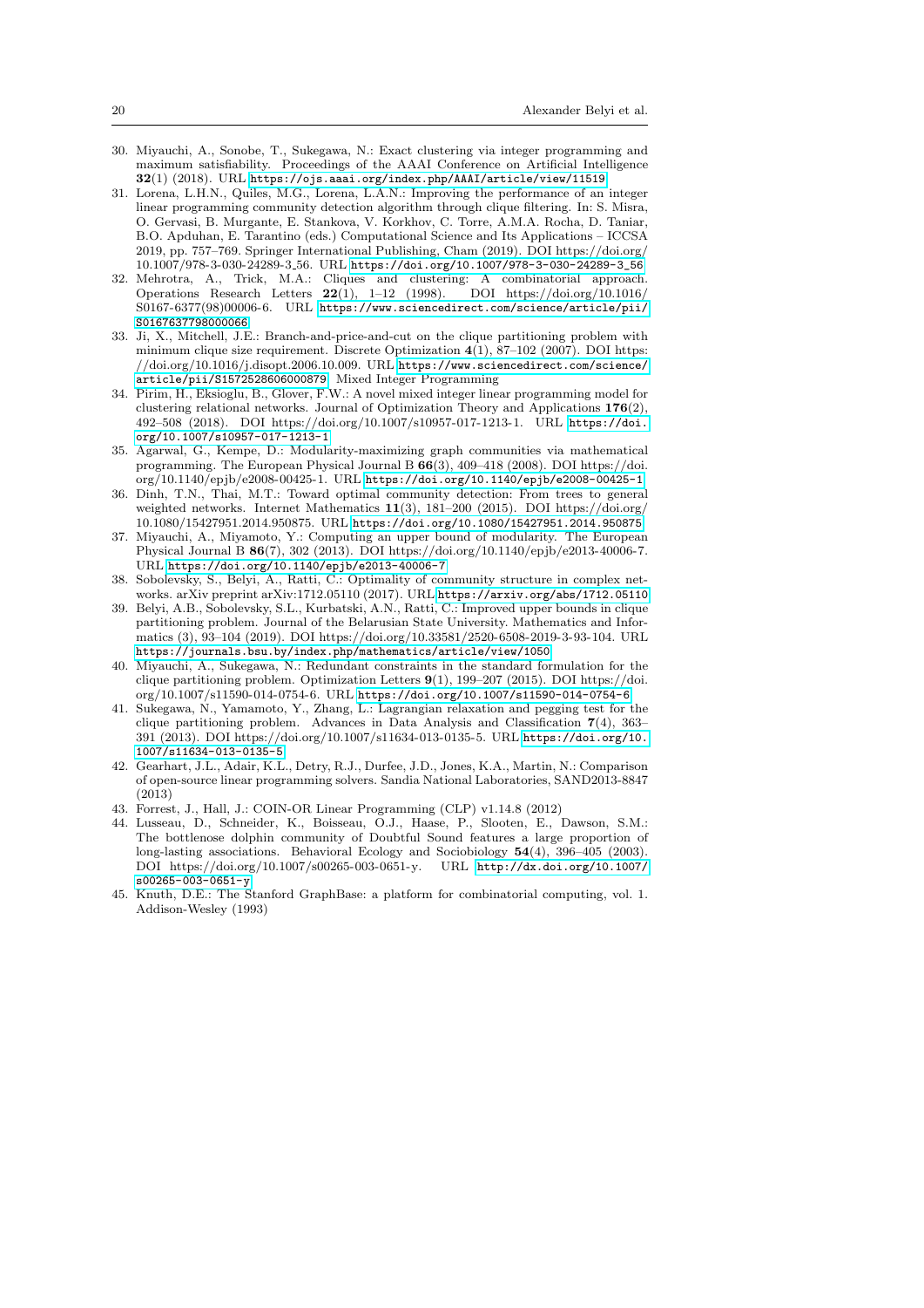30. Miyauchi, A., Sonobe, T., Sukegawa, N.: Exact clustering via integer programming and maximum satisfiability. Proceedings of the AAAI Conference on Artificial Intelligence **32**(1) (2018). URL https://ojs.aaai.org/index.php/AAAI/article/view/11519
31. Lorena, L.H.N., Quiles, M.G., Lorena, L.A.N.: Improving the performance of an integer linear programming community detection algorithm through clique filtering. In: S. Misra, O. Gervasi, B. Murgante, E. Stankova, V. Korkhov, C. Torre, A.M.A. Rocha, D. Taniar, B.O. Apduhan, E. Tarantino (eds.) Computational Science and Its Applications – ICCSA 2019, pp. 757–769. Springer International Publishing, Cham (2019). DOI https://doi.org/10.1007/978-3-030-24289-3_56. URL https://doi.org/10.1007/978-3-030-24289-3_56
32. Mehrotra, A., Trick, M.A.: Cliques and clustering: A combinatorial approach. Operations Research Letters **22**(1), 1–12 (1998). DOI https://doi.org/10.1016/S0167-6377(98)00006-6. URL https://www.sciencedirect.com/science/article/pii/S0167637798000066
33. Ji, X., Mitchell, J.E.: Branch-and-price-and-cut on the clique partitioning problem with minimum clique size requirement. Discrete Optimization **4**(1), 87–102 (2007). DOI https://doi.org/10.1016/j.disopt.2006.10.009. URL https://www.sciencedirect.com/science/article/pii/S1572528606000879. Mixed Integer Programming
34. Pirim, H., Eksioglu, B., Glover, F.W.: A novel mixed integer linear programming model for clustering relational networks. Journal of Optimization Theory and Applications **176**(2), 492–508 (2018). DOI https://doi.org/10.1007/s10957-017-1213-1. URL https://doi.org/10.1007/s10957-017-1213-1
35. Agarwal, G., Kempe, D.: Modularity-maximizing graph communities via mathematical programming. The European Physical Journal B **66**(3), 409–418 (2008). DOI https://doi.org/10.1140/epjb/e2008-00425-1. URL https://doi.org/10.1140/epjb/e2008-00425-1
36. Dinh, T.N., Thai, M.T.: Toward optimal community detection: From trees to general weighted networks. Internet Mathematics **11**(3), 181–200 (2015). DOI https://doi.org/10.1080/15427951.2014.950875. URL https://doi.org/10.1080/15427951.2014.950875
37. Miyauchi, A., Miyamoto, Y.: Computing an upper bound of modularity. The European Physical Journal B **86**(7), 302 (2013). DOI https://doi.org/10.1140/epjb/e2013-40006-7. URL https://doi.org/10.1140/epjb/e2013-40006-7
38. Sobolevsky, S., Belyi, A., Ratti, C.: Optimality of community structure in complex networks. arXiv preprint arXiv:1712.05110 (2017). URL https://arxiv.org/abs/1712.05110
39. Belyi, A.B., Sobolevsky, S.L., Kurbatski, A.N., Ratti, C.: Improved upper bounds in clique partitioning problem. Journal of the Belarusian State University. Mathematics and Informatics (3), 93–104 (2019). DOI https://doi.org/10.33581/2520-6508-2019-3-93-104. URL https://journals.bsu.by/index.php/mathematics/article/view/1050
40. Miyauchi, A., Sukegawa, N.: Redundant constraints in the standard formulation for the clique partitioning problem. Optimization Letters **9**(1), 199–207 (2015). DOI https://doi.org/10.1007/s11590-014-0754-6. URL https://doi.org/10.1007/s11590-014-0754-6
41. Sukegawa, N., Yamamoto, Y., Zhang, L.: Lagrangian relaxation and pegging test for the clique partitioning problem. Advances in Data Analysis and Classification **7**(4), 363–391 (2013). DOI https://doi.org/10.1007/s11634-013-0135-5. URL https://doi.org/10.1007/s11634-013-0135-5
42. Gearhart, J.L., Adair, K.L., Detry, R.J., Durfee, J.D., Jones, K.A., Martin, N.: Comparison of open-source linear programming solvers. Sandia National Laboratories, SAND2013-8847 (2013)
43. Forrest, J., Hall, J.: COIN-OR Linear Programming (CLP) v1.14.8 (2012)
44. Lusseau, D., Schneider, K., Boisseau, O.J., Haase, P., Slooten, E., Dawson, S.M.: The bottlenose dolphin community of Doubtful Sound features a large proportion of long-lasting associations. Behavioral Ecology and Sociobiology **54**(4), 396–405 (2003). DOI https://doi.org/10.1007/s00265-003-0651-y. URL http://dx.doi.org/10.1007/s00265-003-0651-y
45. Knuth, D.E.: The Stanford GraphBase: a platform for combinatorial computing, vol. 1. Addison-Wesley (1993)